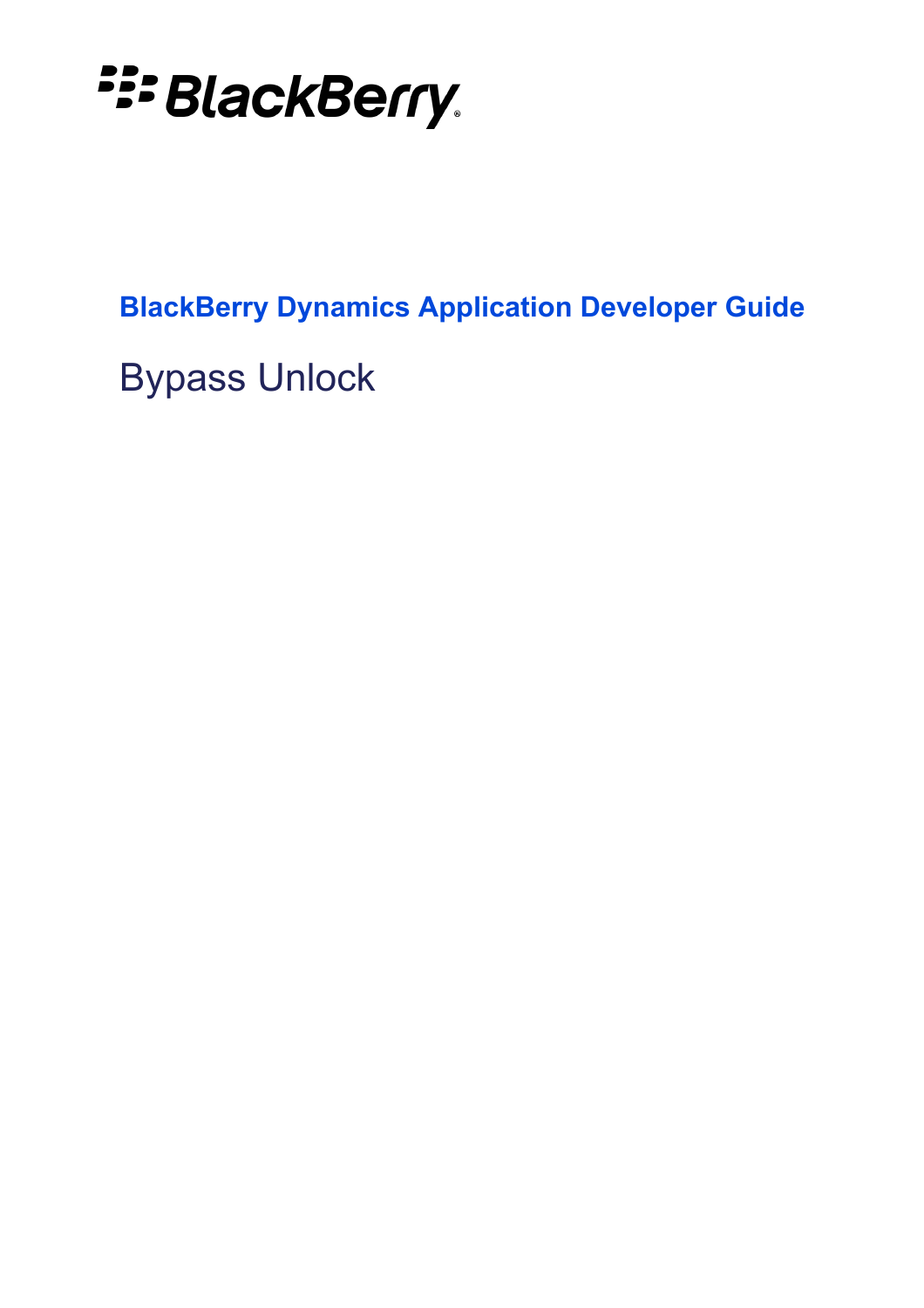BlackBerry

# BlackBerry Dynamics Application Developer Guide

## Bypass Unlock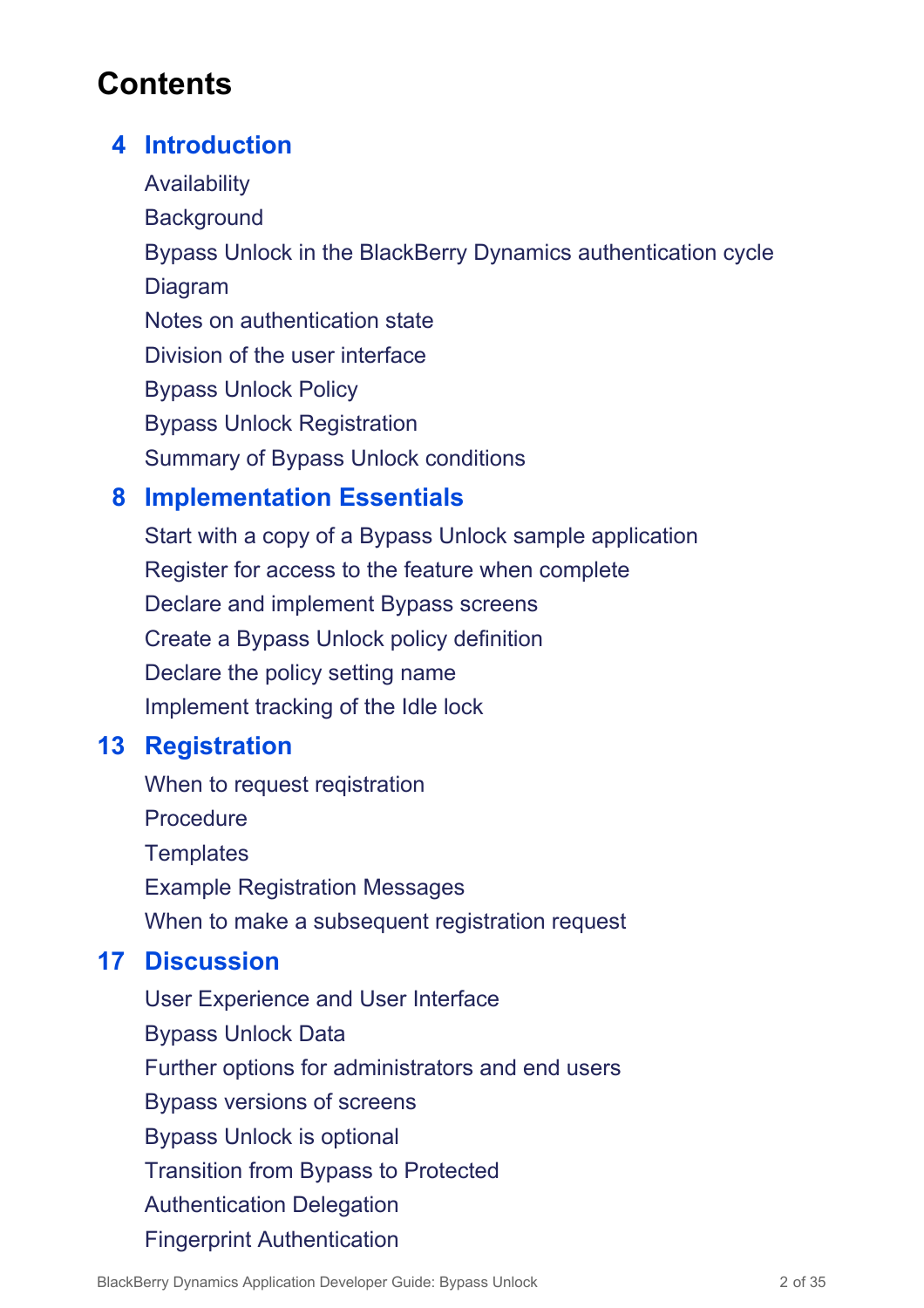# Contents

**4 Introduction**

- Availability
- Background
- Bypass Unlock in the BlackBerry Dynamics authentication cycle
- Diagram
- Notes on authentication state
- Division of the user interface
- Bypass Unlock Policy
- Bypass Unlock Registration
- Summary of Bypass Unlock conditions

**8 Implementation Essentials**

- Start with a copy of a Bypass Unlock sample application
- Register for access to the feature when complete
- Declare and implement Bypass screens
- Create a Bypass Unlock policy definition
- Declare the policy setting name
- Implement tracking of the Idle lock

**13 Registration**

- When to request reqistration
- Procedure
- Templates
- Example Registration Messages
- When to make a subsequent registration request

**17 Discussion**

- User Experience and User Interface
- Bypass Unlock Data
- Further options for administrators and end users
- Bypass versions of screens
- Bypass Unlock is optional
- Transition from Bypass to Protected
- Authentication Delegation
- Fingerprint Authentication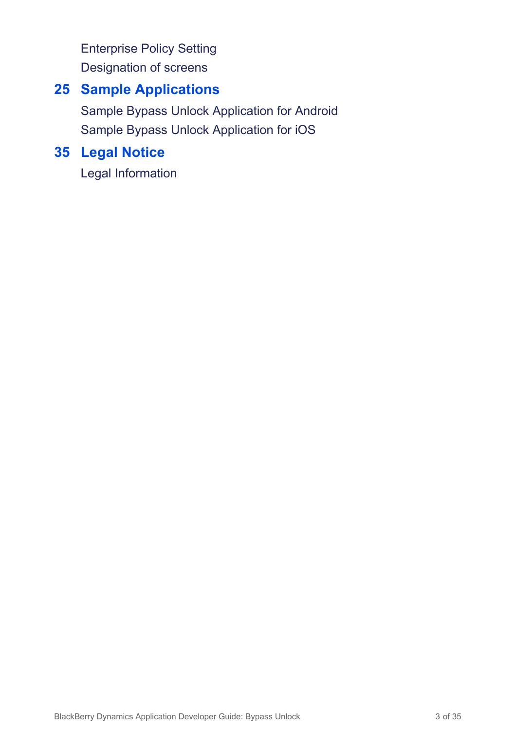Enterprise Policy Setting

Designation of screens

**25 Sample Applications**

Sample Bypass Unlock Application for Android

Sample Bypass Unlock Application for iOS

**35 Legal Notice**

Legal Information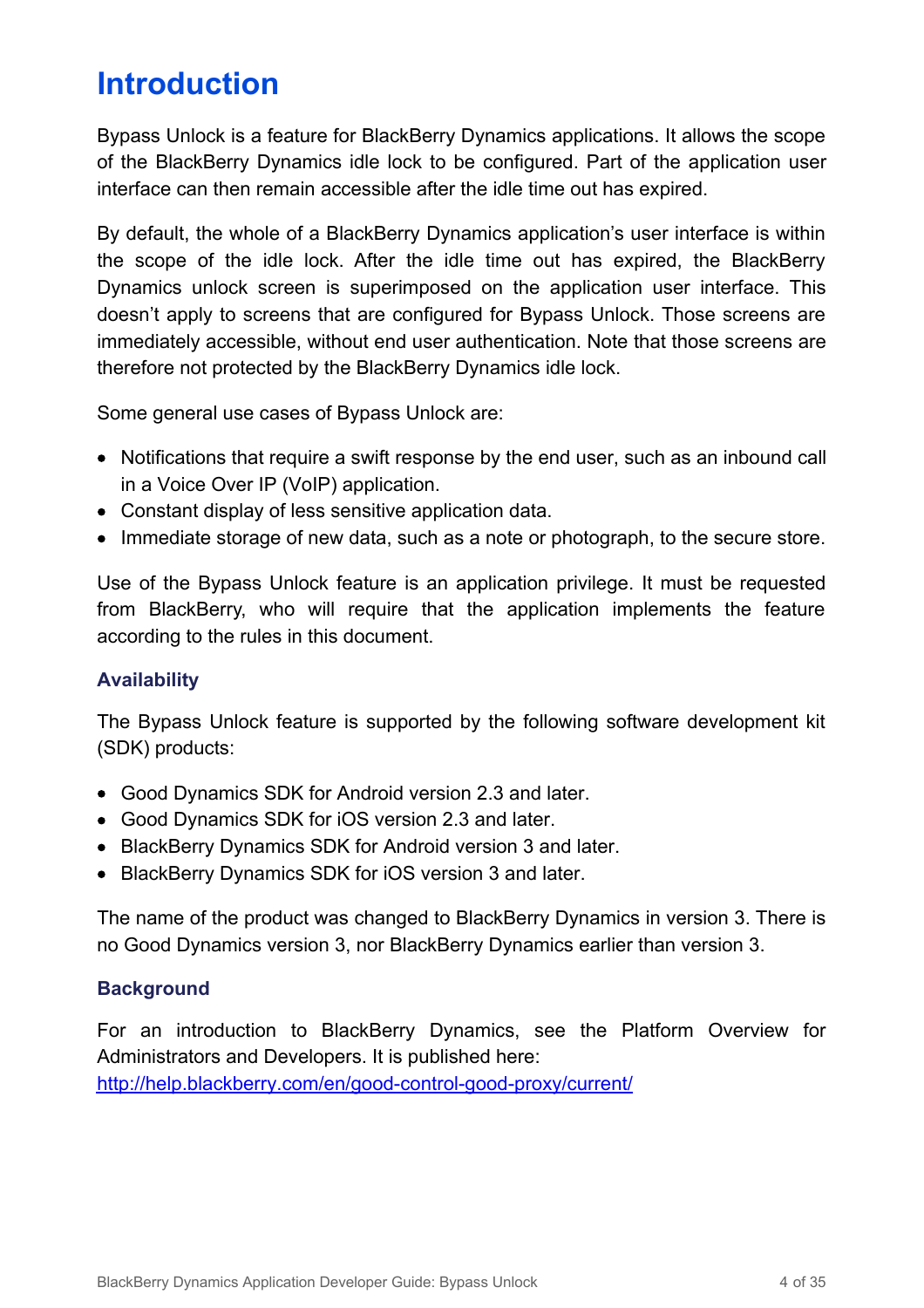# Introduction

Bypass Unlock is a feature for BlackBerry Dynamics applications. It allows the scope of the BlackBerry Dynamics idle lock to be configured. Part of the application user interface can then remain accessible after the idle time out has expired.

By default, the whole of a BlackBerry Dynamics application's user interface is within the scope of the idle lock. After the idle time out has expired, the BlackBerry Dynamics unlock screen is superimposed on the application user interface. This doesn't apply to screens that are configured for Bypass Unlock. Those screens are immediately accessible, without end user authentication. Note that those screens are therefore not protected by the BlackBerry Dynamics idle lock.

Some general use cases of Bypass Unlock are:

- Notifications that require a swift response by the end user, such as an inbound call in a Voice Over IP (VoIP) application.
- Constant display of less sensitive application data.
- Immediate storage of new data, such as a note or photograph, to the secure store.

Use of the Bypass Unlock feature is an application privilege. It must be requested from BlackBerry, who will require that the application implements the feature according to the rules in this document.

### Availability

The Bypass Unlock feature is supported by the following software development kit (SDK) products:

- Good Dynamics SDK for Android version 2.3 and later.
- Good Dynamics SDK for iOS version 2.3 and later.
- BlackBerry Dynamics SDK for Android version 3 and later.
- BlackBerry Dynamics SDK for iOS version 3 and later.

The name of the product was changed to BlackBerry Dynamics in version 3. There is no Good Dynamics version 3, nor BlackBerry Dynamics earlier than version 3.

### Background

For an introduction to BlackBerry Dynamics, see the Platform Overview for Administrators and Developers. It is published here:
[http://help.blackberry.com/en/good-control-good-proxy/current/](http://help.blackberry.com/en/good-control-good-proxy/current/)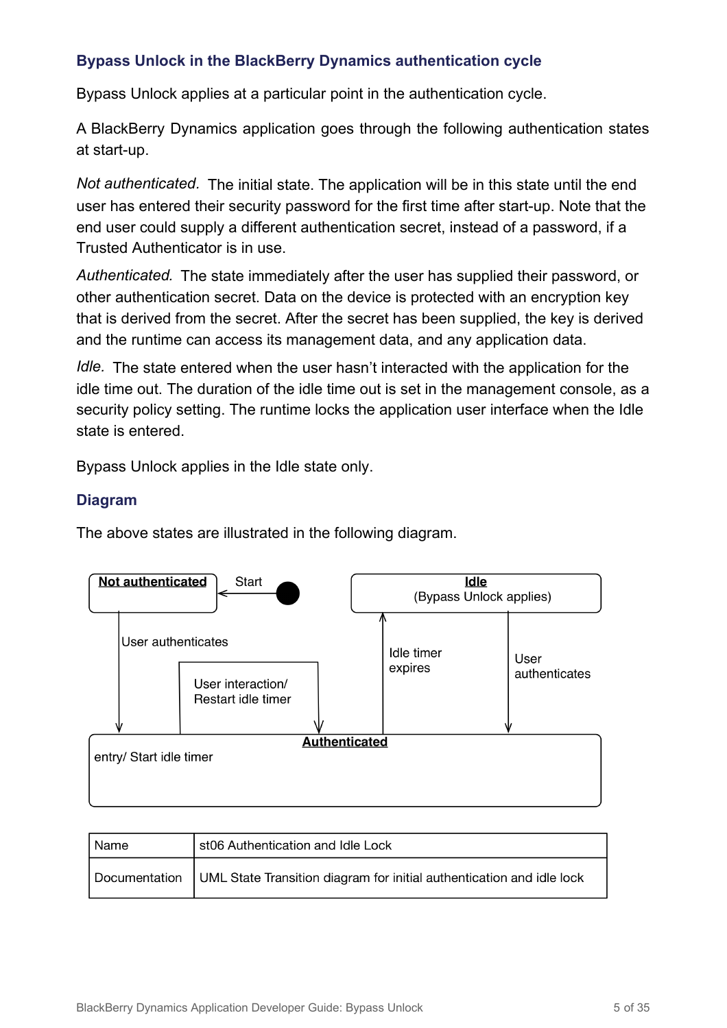### Bypass Unlock in the BlackBerry Dynamics authentication cycle

Bypass Unlock applies at a particular point in the authentication cycle.

A BlackBerry Dynamics application goes through the following authentication states at start-up.

*Not authenticated.* The initial state. The application will be in this state until the end user has entered their security password for the first time after start-up. Note that the end user could supply a different authentication secret, instead of a password, if a Trusted Authenticator is in use.

*Authenticated.* The state immediately after the user has supplied their password, or other authentication secret. Data on the device is protected with an encryption key that is derived from the secret. After the secret has been supplied, the key is derived and the runtime can access its management data, and any application data.

*Idle.* The state entered when the user hasn't interacted with the application for the idle time out. The duration of the idle time out is set in the management console, as a security policy setting. The runtime locks the application user interface when the Idle state is entered.

Bypass Unlock applies in the Idle state only.

### Diagram

The above states are illustrated in the following diagram.

**Not authenticated** — Start

**Idle** (Bypass Unlock applies)

User authenticates

User interaction/ Restart idle timer

Idle timer expires

User authenticates

**Authenticated** — entry/ Start idle timer

| Name | st06 Authentication and Idle Lock |
| --- | --- |
| Documentation | UML State Transition diagram for initial authentication and idle lock |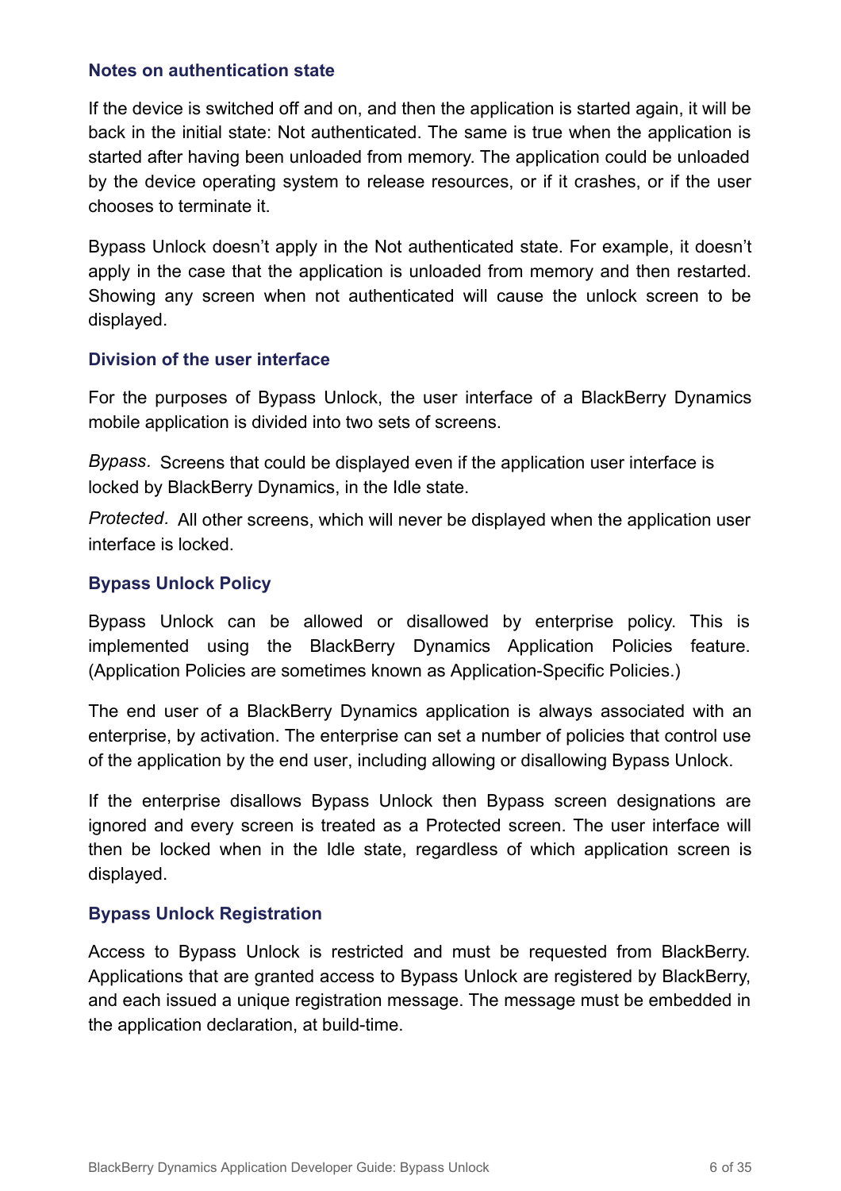### Notes on authentication state

If the device is switched off and on, and then the application is started again, it will be back in the initial state: Not authenticated. The same is true when the application is started after having been unloaded from memory. The application could be unloaded by the device operating system to release resources, or if it crashes, or if the user chooses to terminate it.

Bypass Unlock doesn't apply in the Not authenticated state. For example, it doesn't apply in the case that the application is unloaded from memory and then restarted. Showing any screen when not authenticated will cause the unlock screen to be displayed.

### Division of the user interface

For the purposes of Bypass Unlock, the user interface of a BlackBerry Dynamics mobile application is divided into two sets of screens.

*Bypass.* Screens that could be displayed even if the application user interface is locked by BlackBerry Dynamics, in the Idle state.

*Protected.* All other screens, which will never be displayed when the application user interface is locked.

### Bypass Unlock Policy

Bypass Unlock can be allowed or disallowed by enterprise policy. This is implemented using the BlackBerry Dynamics Application Policies feature. (Application Policies are sometimes known as Application-Specific Policies.)

The end user of a BlackBerry Dynamics application is always associated with an enterprise, by activation. The enterprise can set a number of policies that control use of the application by the end user, including allowing or disallowing Bypass Unlock.

If the enterprise disallows Bypass Unlock then Bypass screen designations are ignored and every screen is treated as a Protected screen. The user interface will then be locked when in the Idle state, regardless of which application screen is displayed.

### Bypass Unlock Registration

Access to Bypass Unlock is restricted and must be requested from BlackBerry. Applications that are granted access to Bypass Unlock are registered by BlackBerry, and each issued a unique registration message. The message must be embedded in the application declaration, at build-time.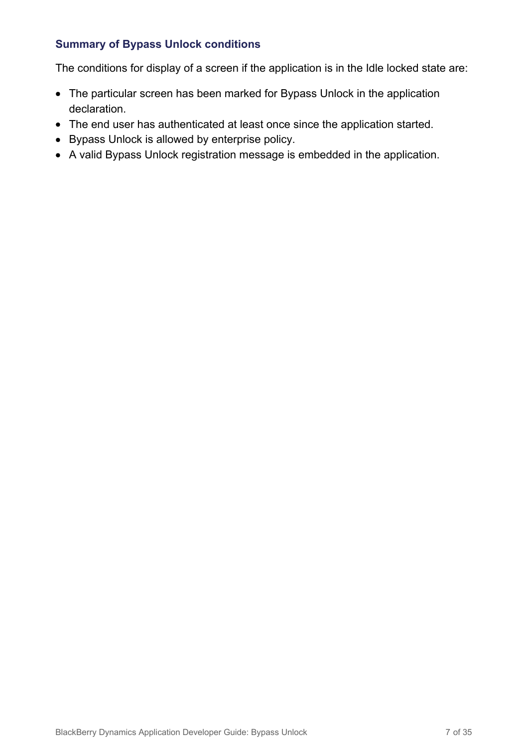### Summary of Bypass Unlock conditions

The conditions for display of a screen if the application is in the Idle locked state are:

- The particular screen has been marked for Bypass Unlock in the application declaration.
- The end user has authenticated at least once since the application started.
- Bypass Unlock is allowed by enterprise policy.
- A valid Bypass Unlock registration message is embedded in the application.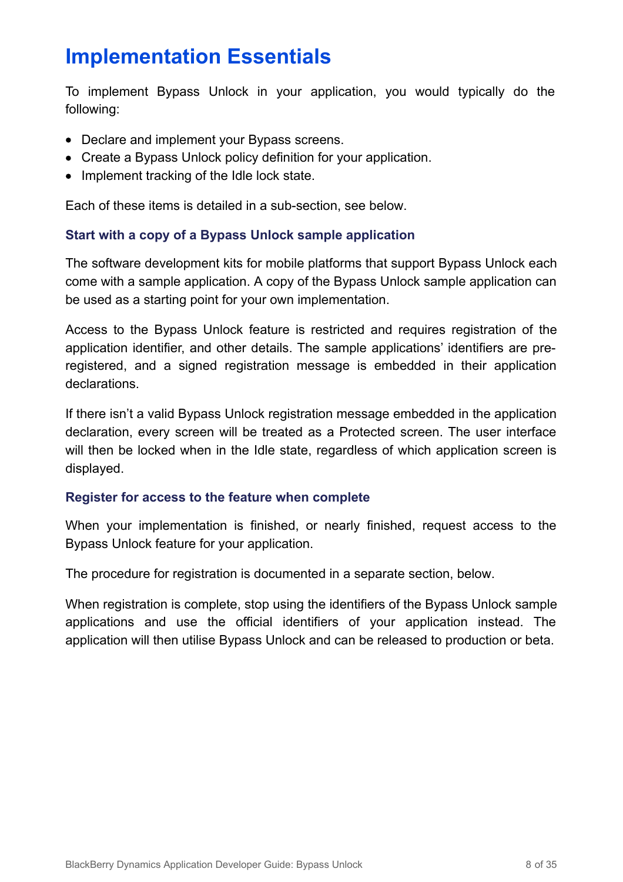# Implementation Essentials

To implement Bypass Unlock in your application, you would typically do the following:

- Declare and implement your Bypass screens.
- Create a Bypass Unlock policy definition for your application.
- Implement tracking of the Idle lock state.

Each of these items is detailed in a sub-section, see below.

### Start with a copy of a Bypass Unlock sample application

The software development kits for mobile platforms that support Bypass Unlock each come with a sample application. A copy of the Bypass Unlock sample application can be used as a starting point for your own implementation.

Access to the Bypass Unlock feature is restricted and requires registration of the application identifier, and other details. The sample applications' identifiers are pre-registered, and a signed registration message is embedded in their application declarations.

If there isn't a valid Bypass Unlock registration message embedded in the application declaration, every screen will be treated as a Protected screen. The user interface will then be locked when in the Idle state, regardless of which application screen is displayed.

### Register for access to the feature when complete

When your implementation is finished, or nearly finished, request access to the Bypass Unlock feature for your application.

The procedure for registration is documented in a separate section, below.

When registration is complete, stop using the identifiers of the Bypass Unlock sample applications and use the official identifiers of your application instead. The application will then utilise Bypass Unlock and can be released to production or beta.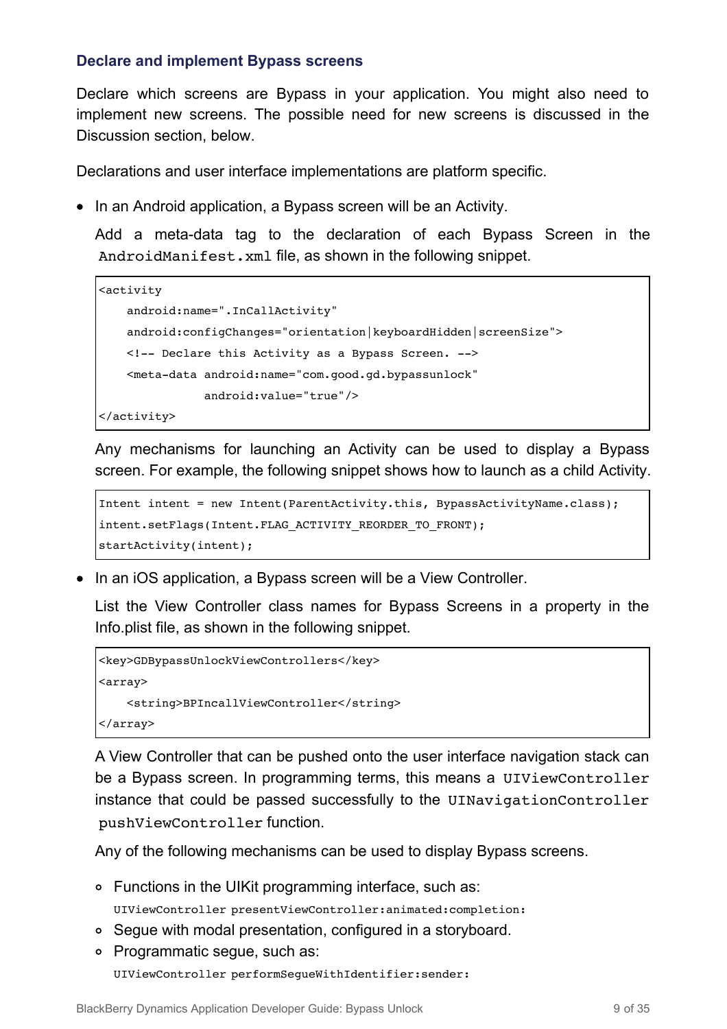### Declare and implement Bypass screens

Declare which screens are Bypass in your application. You might also need to implement new screens. The possible need for new screens is discussed in the Discussion section, below.

Declarations and user interface implementations are platform specific.

- In an Android application, a Bypass screen will be an Activity.

  Add a meta-data tag to the declaration of each Bypass Screen in the `AndroidManifest.xml` file, as shown in the following snippet.

  ```
  <activity
      android:name=".InCallActivity"
      android:configChanges="orientation|keyboardHidden|screenSize">
      <!-- Declare this Activity as a Bypass Screen. -->
      <meta-data android:name="com.good.gd.bypassunlock"
                 android:value="true"/>
  </activity>
  ```

  Any mechanisms for launching an Activity can be used to display a Bypass screen. For example, the following snippet shows how to launch as a child Activity.

  ```
  Intent intent = new Intent(ParentActivity.this, BypassActivityName.class);
  intent.setFlags(Intent.FLAG_ACTIVITY_REORDER_TO_FRONT);
  startActivity(intent);
  ```

- In an iOS application, a Bypass screen will be a View Controller.

  List the View Controller class names for Bypass Screens in a property in the Info.plist file, as shown in the following snippet.

  ```
  <key>GDBypassUnlockViewControllers</key>
  <array>
      <string>BPIncallViewController</string>
  </array>
  ```

  A View Controller that can be pushed onto the user interface navigation stack can be a Bypass screen. In programming terms, this means a `UIViewController` instance that could be passed successfully to the `UINavigationController pushViewController` function.

  Any of the following mechanisms can be used to display Bypass screens.

  - Functions in the UIKit programming interface, such as:
    `UIViewController presentViewController:animated:completion:`
  - Segue with modal presentation, configured in a storyboard.
  - Programmatic segue, such as:
    `UIViewController performSegueWithIdentifier:sender:`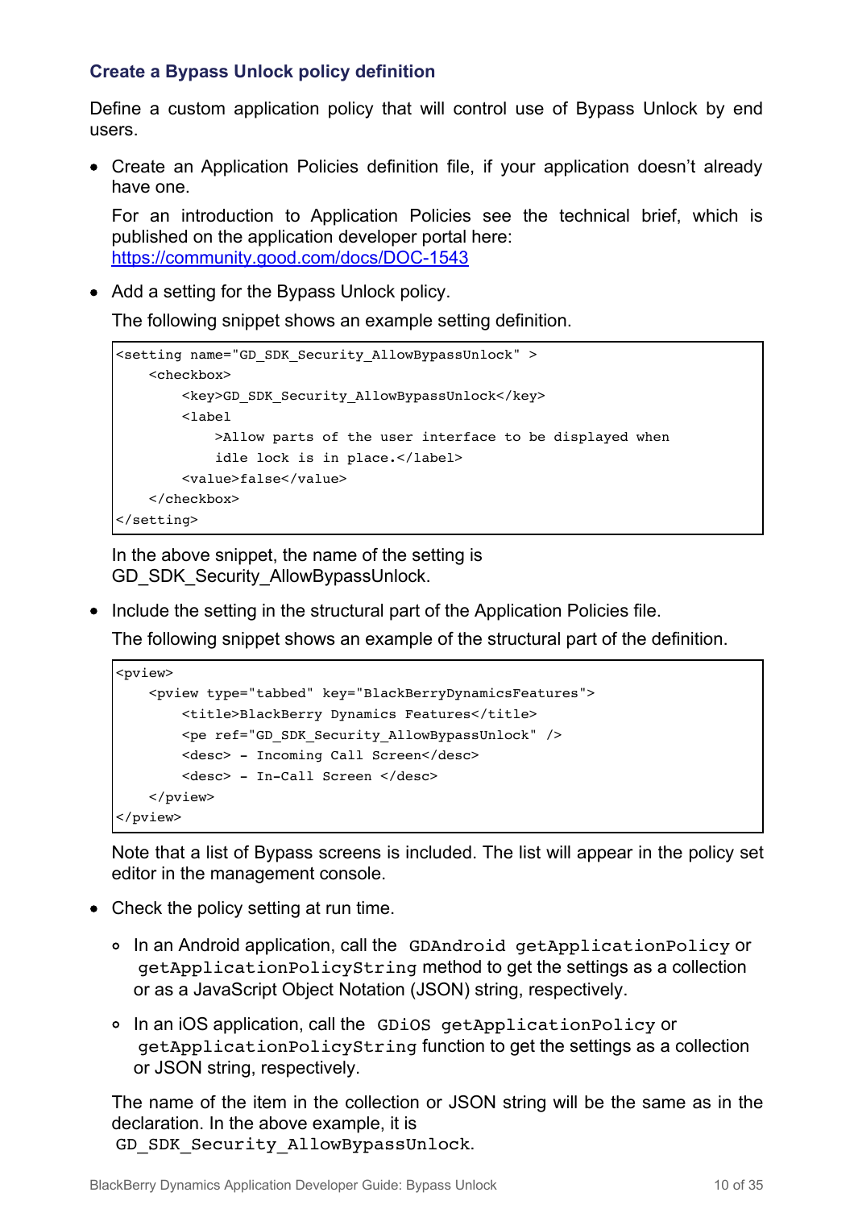### Create a Bypass Unlock policy definition

Define a custom application policy that will control use of Bypass Unlock by end users.

- Create an Application Policies definition file, if your application doesn't already have one.

  For an introduction to Application Policies see the technical brief, which is published on the application developer portal here: https://community.good.com/docs/DOC-1543

- Add a setting for the Bypass Unlock policy.

  The following snippet shows an example setting definition.

```
<setting name="GD_SDK_Security_AllowBypassUnlock" >
    <checkbox>
        <key>GD_SDK_Security_AllowBypassUnlock</key>
        <label
            >Allow parts of the user interface to be displayed when
            idle lock is in place.</label>
        <value>false</value>
    </checkbox>
</setting>
```

  In the above snippet, the name of the setting is GD_SDK_Security_AllowBypassUnlock.

- Include the setting in the structural part of the Application Policies file.

  The following snippet shows an example of the structural part of the definition.

```
<pview>
    <pview type="tabbed" key="BlackBerryDynamicsFeatures">
        <title>BlackBerry Dynamics Features</title>
        <pe ref="GD_SDK_Security_AllowBypassUnlock" />
        <desc> - Incoming Call Screen</desc>
        <desc> - In-Call Screen </desc>
    </pview>
</pview>
```

  Note that a list of Bypass screens is included. The list will appear in the policy set editor in the management console.

- Check the policy setting at run time.

  - In an Android application, call the `GDAndroid getApplicationPolicy` or `getApplicationPolicyString` method to get the settings as a collection or as a JavaScript Object Notation (JSON) string, respectively.
  - In an iOS application, call the `GDiOS getApplicationPolicy` or `getApplicationPolicyString` function to get the settings as a collection or JSON string, respectively.

  The name of the item in the collection or JSON string will be the same as in the declaration. In the above example, it is `GD_SDK_Security_AllowBypassUnlock`.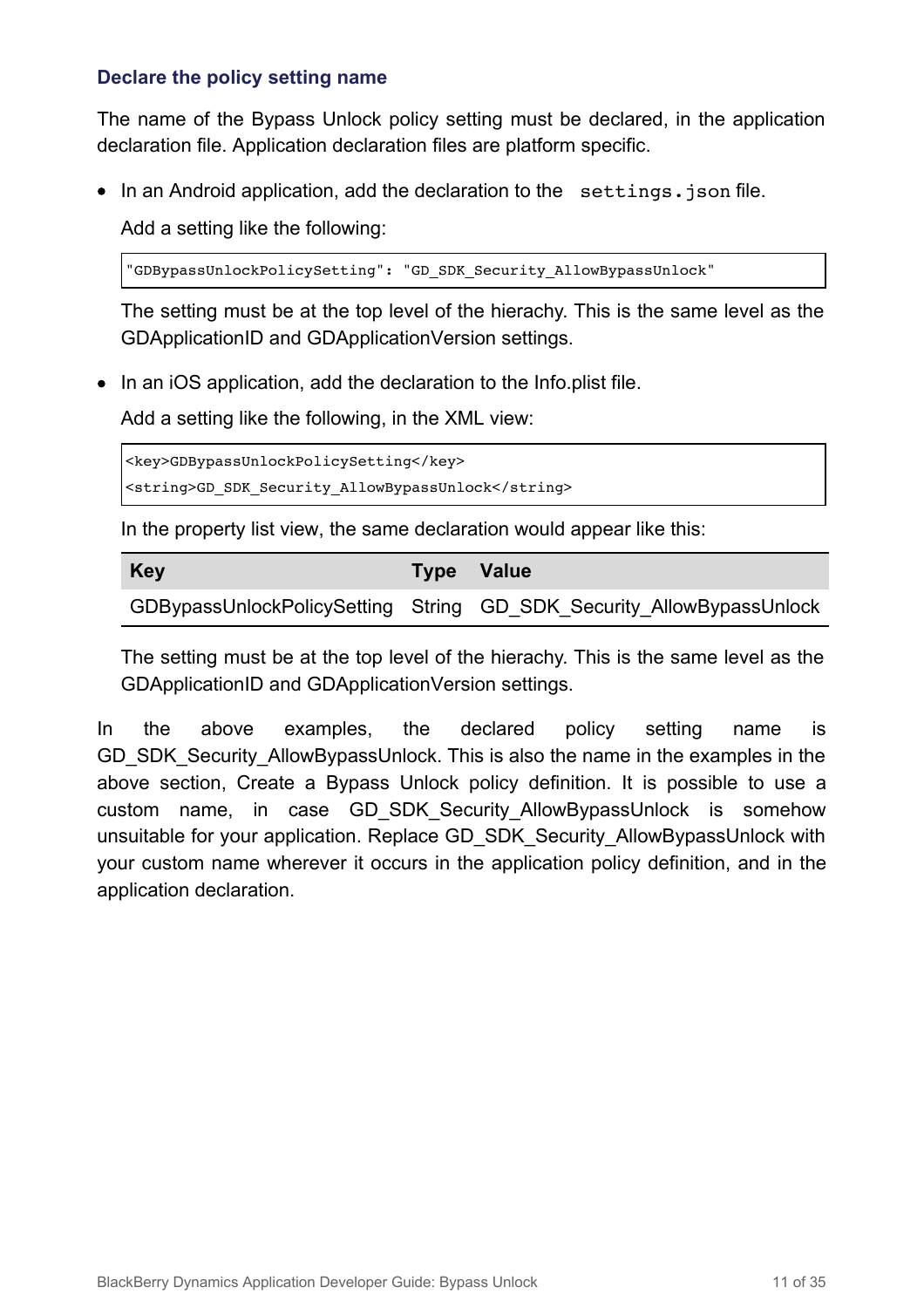### Declare the policy setting name

The name of the Bypass Unlock policy setting must be declared, in the application declaration file. Application declaration files are platform specific.

- In an Android application, add the declaration to the `settings.json` file.

  Add a setting like the following:

  ```
  "GDBypassUnlockPolicySetting": "GD_SDK_Security_AllowBypassUnlock"
  ```

  The setting must be at the top level of the hierachy. This is the same level as the GDApplicationID and GDApplicationVersion settings.

- In an iOS application, add the declaration to the Info.plist file.

  Add a setting like the following, in the XML view:

  ```
  <key>GDBypassUnlockPolicySetting</key>
  <string>GD_SDK_Security_AllowBypassUnlock</string>
  ```

  In the property list view, the same declaration would appear like this:

  | Key | Type | Value |
  |---|---|---|
  | GDBypassUnlockPolicySetting | String | GD_SDK_Security_AllowBypassUnlock |

  The setting must be at the top level of the hierachy. This is the same level as the GDApplicationID and GDApplicationVersion settings.

In the above examples, the declared policy setting name is GD_SDK_Security_AllowBypassUnlock. This is also the name in the examples in the above section, Create a Bypass Unlock policy definition. It is possible to use a custom name, in case GD_SDK_Security_AllowBypassUnlock is somehow unsuitable for your application. Replace GD_SDK_Security_AllowBypassUnlock with your custom name wherever it occurs in the application policy definition, and in the application declaration.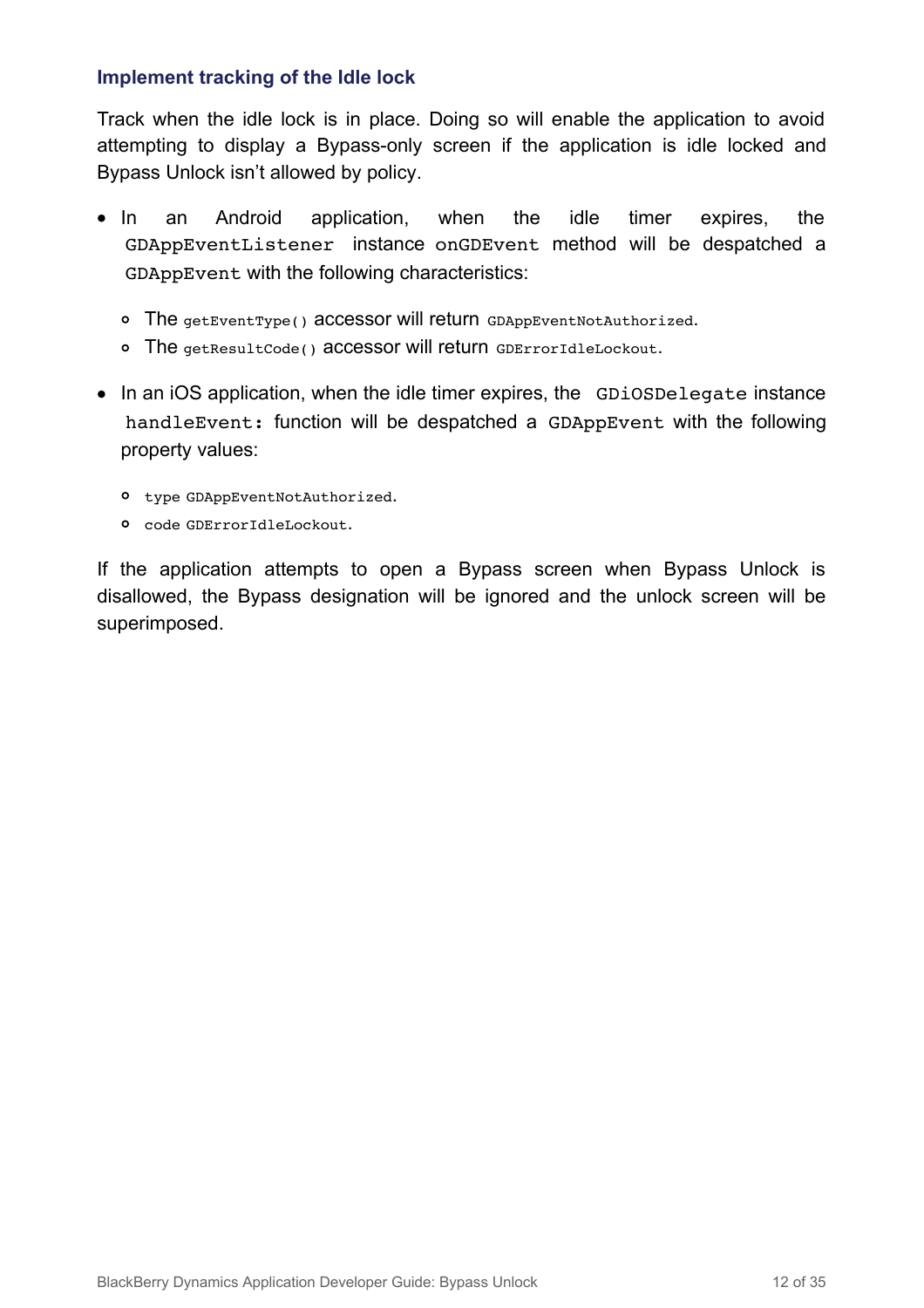### Implement tracking of the Idle lock

Track when the idle lock is in place. Doing so will enable the application to avoid attempting to display a Bypass-only screen if the application is idle locked and Bypass Unlock isn't allowed by policy.

- In an Android application, when the idle timer expires, the `GDAppEventListener` instance `onGDEvent` method will be despatched a `GDAppEvent` with the following characteristics:
  - The `getEventType()` accessor will return `GDAppEventNotAuthorized`.
  - The `getResultCode()` accessor will return `GDErrorIdleLockout`.
- In an iOS application, when the idle timer expires, the `GDiOSDelegate` instance `handleEvent:` function will be despatched a `GDAppEvent` with the following property values:
  - `type GDAppEventNotAuthorized`.
  - `code GDErrorIdleLockout`.

If the application attempts to open a Bypass screen when Bypass Unlock is disallowed, the Bypass designation will be ignored and the unlock screen will be superimposed.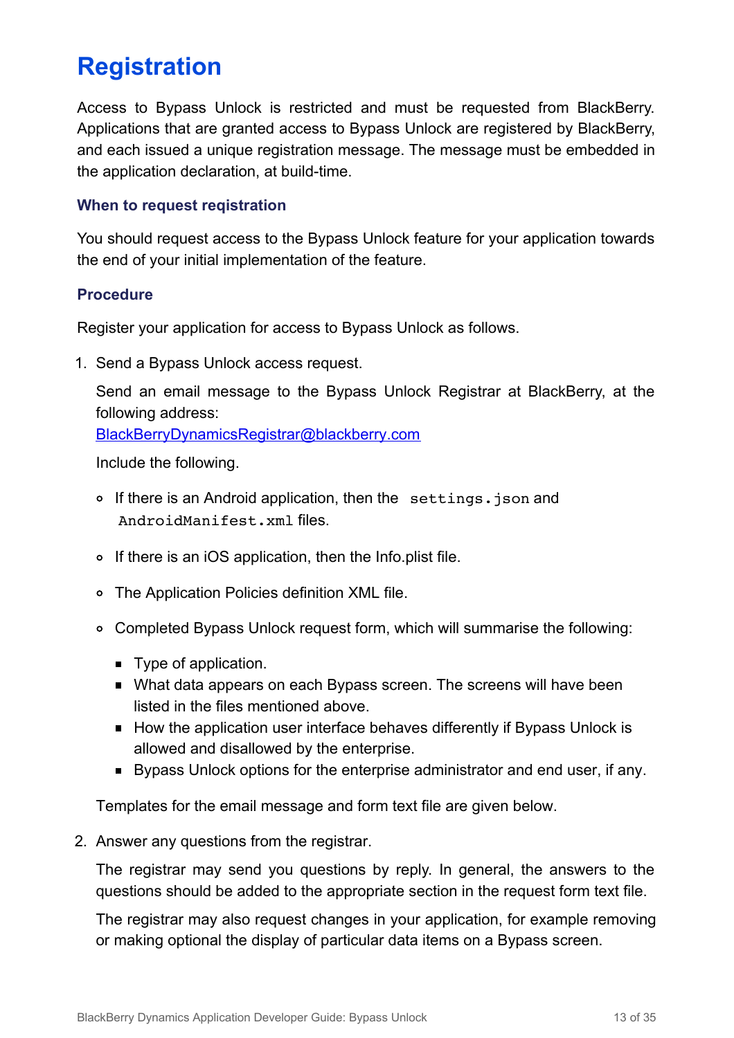# Registration

Access to Bypass Unlock is restricted and must be requested from BlackBerry. Applications that are granted access to Bypass Unlock are registered by BlackBerry, and each issued a unique registration message. The message must be embedded in the application declaration, at build-time.

### When to request reqistration

You should request access to the Bypass Unlock feature for your application towards the end of your initial implementation of the feature.

### Procedure

Register your application for access to Bypass Unlock as follows.

1. Send a Bypass Unlock access request.

   Send an email message to the Bypass Unlock Registrar at BlackBerry, at the following address:
   [BlackBerryDynamicsRegistrar@blackberry.com](mailto:BlackBerryDynamicsRegistrar@blackberry.com)

   Include the following.

   - If there is an Android application, then the `settings.json` and `AndroidManifest.xml` files.
   - If there is an iOS application, then the Info.plist file.
   - The Application Policies definition XML file.
   - Completed Bypass Unlock request form, which will summarise the following:
     - Type of application.
     - What data appears on each Bypass screen. The screens will have been listed in the files mentioned above.
     - How the application user interface behaves differently if Bypass Unlock is allowed and disallowed by the enterprise.
     - Bypass Unlock options for the enterprise administrator and end user, if any.

   Templates for the email message and form text file are given below.

2. Answer any questions from the registrar.

   The registrar may send you questions by reply. In general, the answers to the questions should be added to the appropriate section in the request form text file.

   The registrar may also request changes in your application, for example removing or making optional the display of particular data items on a Bypass screen.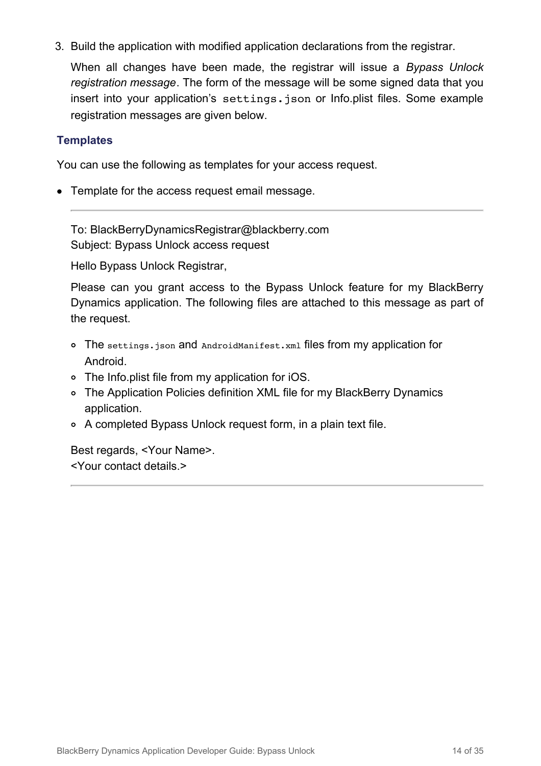3. Build the application with modified application declarations from the registrar.

   When all changes have been made, the registrar will issue a *Bypass Unlock registration message*. The form of the message will be some signed data that you insert into your application's `settings.json` or Info.plist files. Some example registration messages are given below.

### Templates

You can use the following as templates for your access request.

- Template for the access request email message.

---

To: BlackBerryDynamicsRegistrar@blackberry.com
Subject: Bypass Unlock access request

Hello Bypass Unlock Registrar,

Please can you grant access to the Bypass Unlock feature for my BlackBerry Dynamics application. The following files are attached to this message as part of the request.

- The `settings.json` and `AndroidManifest.xml` files from my application for Android.
- The Info.plist file from my application for iOS.
- The Application Policies definition XML file for my BlackBerry Dynamics application.
- A completed Bypass Unlock request form, in a plain text file.

Best regards, <Your Name>.
<Your contact details.>

---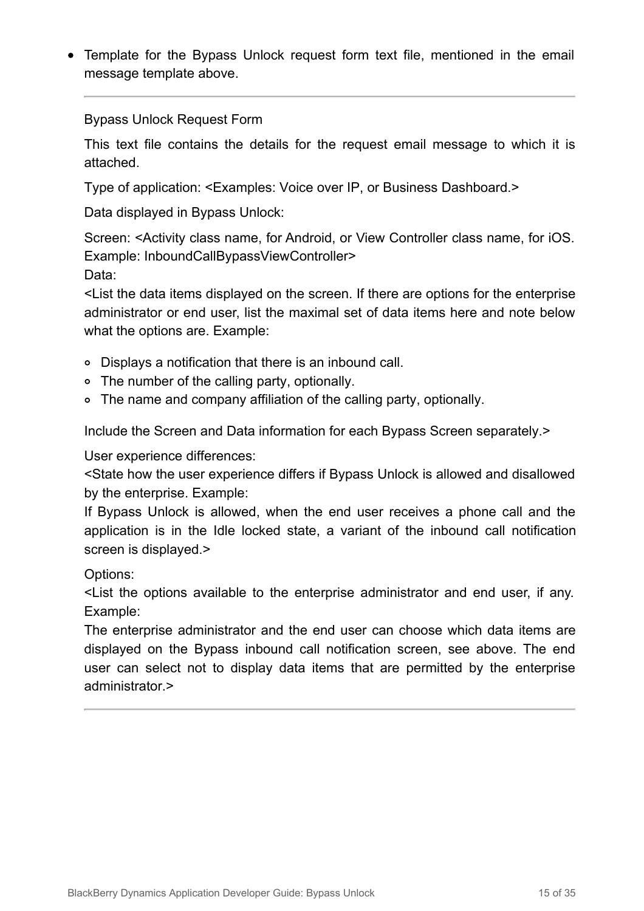- Template for the Bypass Unlock request form text file, mentioned in the email message template above.

---

Bypass Unlock Request Form

This text file contains the details for the request email message to which it is attached.

Type of application: <Examples: Voice over IP, or Business Dashboard.>

Data displayed in Bypass Unlock:

Screen: <Activity class name, for Android, or View Controller class name, for iOS. Example: InboundCallBypassViewController>
Data:
<List the data items displayed on the screen. If there are options for the enterprise administrator or end user, list the maximal set of data items here and note below what the options are. Example:

  - Displays a notification that there is an inbound call.
  - The number of the calling party, optionally.
  - The name and company affiliation of the calling party, optionally.

Include the Screen and Data information for each Bypass Screen separately.>

User experience differences:
<State how the user experience differs if Bypass Unlock is allowed and disallowed by the enterprise. Example:
If Bypass Unlock is allowed, when the end user receives a phone call and the application is in the Idle locked state, a variant of the inbound call notification screen is displayed.>

Options:
<List the options available to the enterprise administrator and end user, if any. Example:
The enterprise administrator and the end user can choose which data items are displayed on the Bypass inbound call notification screen, see above. The end user can select not to display data items that are permitted by the enterprise administrator.>

---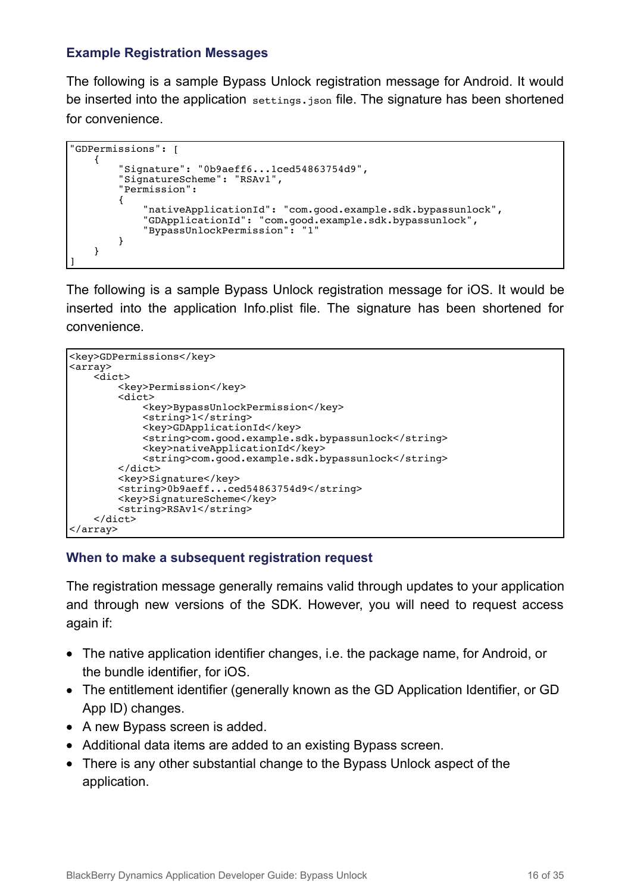### Example Registration Messages

The following is a sample Bypass Unlock registration message for Android. It would be inserted into the application `settings.json` file. The signature has been shortened for convenience.

```
"GDPermissions": [
    {
        "Signature": "0b9aeff6...1ced54863754d9",
        "SignatureScheme": "RSAv1",
        "Permission":
        {
            "nativeApplicationId": "com.good.example.sdk.bypassunlock",
            "GDApplicationId": "com.good.example.sdk.bypassunlock",
            "BypassUnlockPermission": "1"
        }
    }
]
```

The following is a sample Bypass Unlock registration message for iOS. It would be inserted into the application Info.plist file. The signature has been shortened for convenience.

```
<key>GDPermissions</key>
<array>
    <dict>
        <key>Permission</key>
        <dict>
            <key>BypassUnlockPermission</key>
            <string>1</string>
            <key>GDApplicationId</key>
            <string>com.good.example.sdk.bypassunlock</string>
            <key>nativeApplicationId</key>
            <string>com.good.example.sdk.bypassunlock</string>
        </dict>
        <key>Signature</key>
        <string>0b9aeff...ced54863754d9</string>
        <key>SignatureScheme</key>
        <string>RSAv1</string>
    </dict>
</array>
```

### When to make a subsequent registration request

The registration message generally remains valid through updates to your application and through new versions of the SDK. However, you will need to request access again if:

- The native application identifier changes, i.e. the package name, for Android, or the bundle identifier, for iOS.
- The entitlement identifier (generally known as the GD Application Identifier, or GD App ID) changes.
- A new Bypass screen is added.
- Additional data items are added to an existing Bypass screen.
- There is any other substantial change to the Bypass Unlock aspect of the application.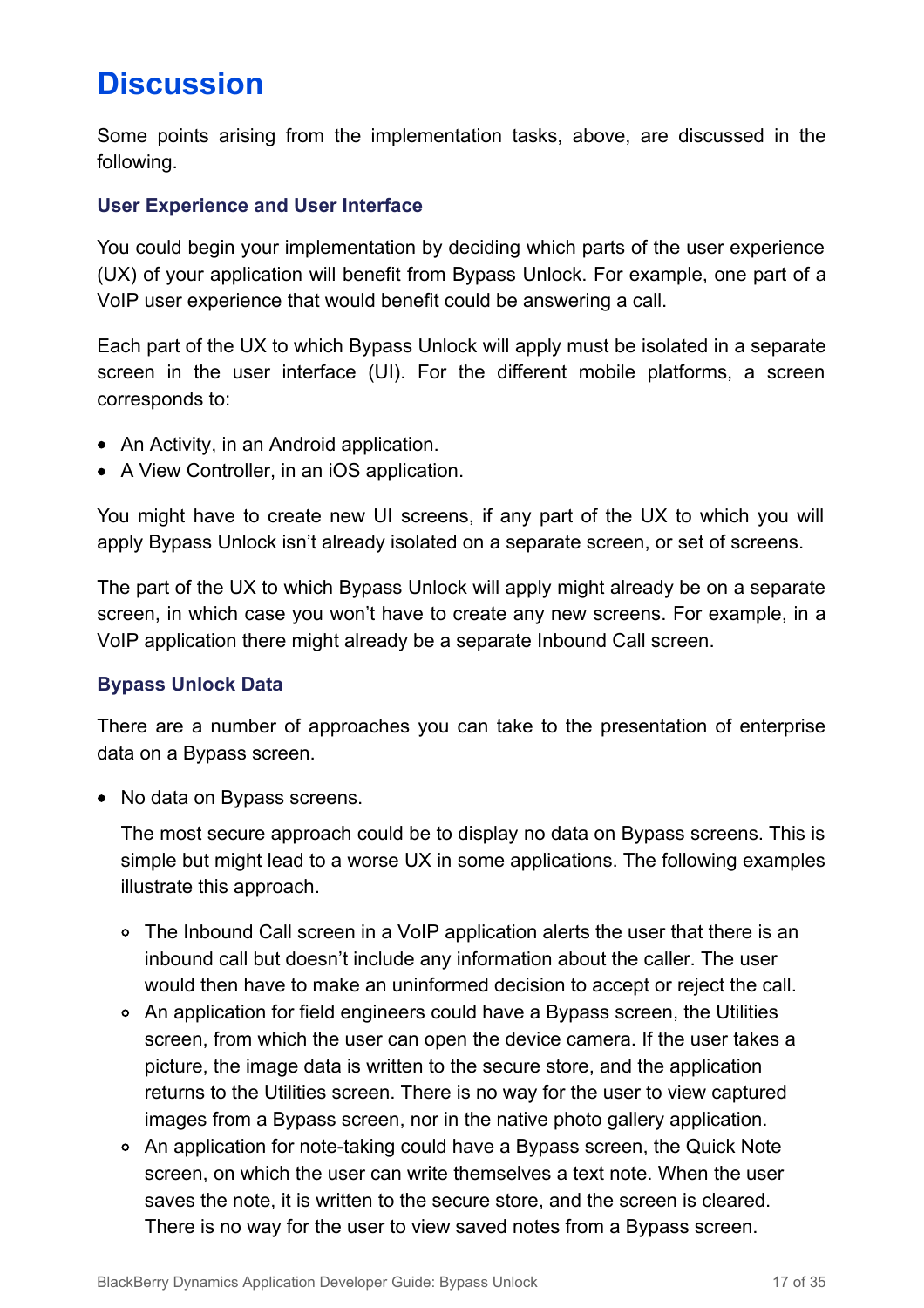# Discussion

Some points arising from the implementation tasks, above, are discussed in the following.

### User Experience and User Interface

You could begin your implementation by deciding which parts of the user experience (UX) of your application will benefit from Bypass Unlock. For example, one part of a VoIP user experience that would benefit could be answering a call.

Each part of the UX to which Bypass Unlock will apply must be isolated in a separate screen in the user interface (UI). For the different mobile platforms, a screen corresponds to:

- An Activity, in an Android application.
- A View Controller, in an iOS application.

You might have to create new UI screens, if any part of the UX to which you will apply Bypass Unlock isn't already isolated on a separate screen, or set of screens.

The part of the UX to which Bypass Unlock will apply might already be on a separate screen, in which case you won't have to create any new screens. For example, in a VoIP application there might already be a separate Inbound Call screen.

### Bypass Unlock Data

There are a number of approaches you can take to the presentation of enterprise data on a Bypass screen.

- No data on Bypass screens.

  The most secure approach could be to display no data on Bypass screens. This is simple but might lead to a worse UX in some applications. The following examples illustrate this approach.

  - The Inbound Call screen in a VoIP application alerts the user that there is an inbound call but doesn't include any information about the caller. The user would then have to make an uninformed decision to accept or reject the call.
  - An application for field engineers could have a Bypass screen, the Utilities screen, from which the user can open the device camera. If the user takes a picture, the image data is written to the secure store, and the application returns to the Utilities screen. There is no way for the user to view captured images from a Bypass screen, nor in the native photo gallery application.
  - An application for note-taking could have a Bypass screen, the Quick Note screen, on which the user can write themselves a text note. When the user saves the note, it is written to the secure store, and the screen is cleared. There is no way for the user to view saved notes from a Bypass screen.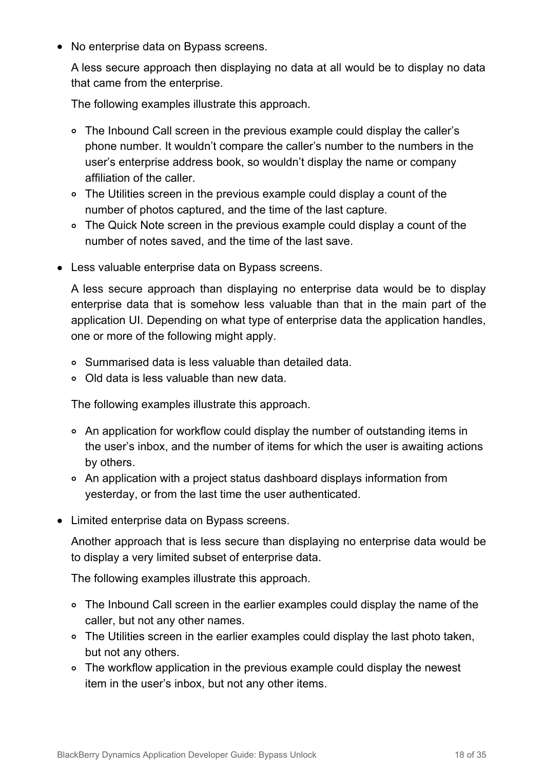- No enterprise data on Bypass screens.

  A less secure approach then displaying no data at all would be to display no data that came from the enterprise.

  The following examples illustrate this approach.

  - The Inbound Call screen in the previous example could display the caller's phone number. It wouldn't compare the caller's number to the numbers in the user's enterprise address book, so wouldn't display the name or company affiliation of the caller.
  - The Utilities screen in the previous example could display a count of the number of photos captured, and the time of the last capture.
  - The Quick Note screen in the previous example could display a count of the number of notes saved, and the time of the last save.

- Less valuable enterprise data on Bypass screens.

  A less secure approach than displaying no enterprise data would be to display enterprise data that is somehow less valuable than that in the main part of the application UI. Depending on what type of enterprise data the application handles, one or more of the following might apply.

  - Summarised data is less valuable than detailed data.
  - Old data is less valuable than new data.

  The following examples illustrate this approach.

  - An application for workflow could display the number of outstanding items in the user's inbox, and the number of items for which the user is awaiting actions by others.
  - An application with a project status dashboard displays information from yesterday, or from the last time the user authenticated.

- Limited enterprise data on Bypass screens.

  Another approach that is less secure than displaying no enterprise data would be to display a very limited subset of enterprise data.

  The following examples illustrate this approach.

  - The Inbound Call screen in the earlier examples could display the name of the caller, but not any other names.
  - The Utilities screen in the earlier examples could display the last photo taken, but not any others.
  - The workflow application in the previous example could display the newest item in the user's inbox, but not any other items.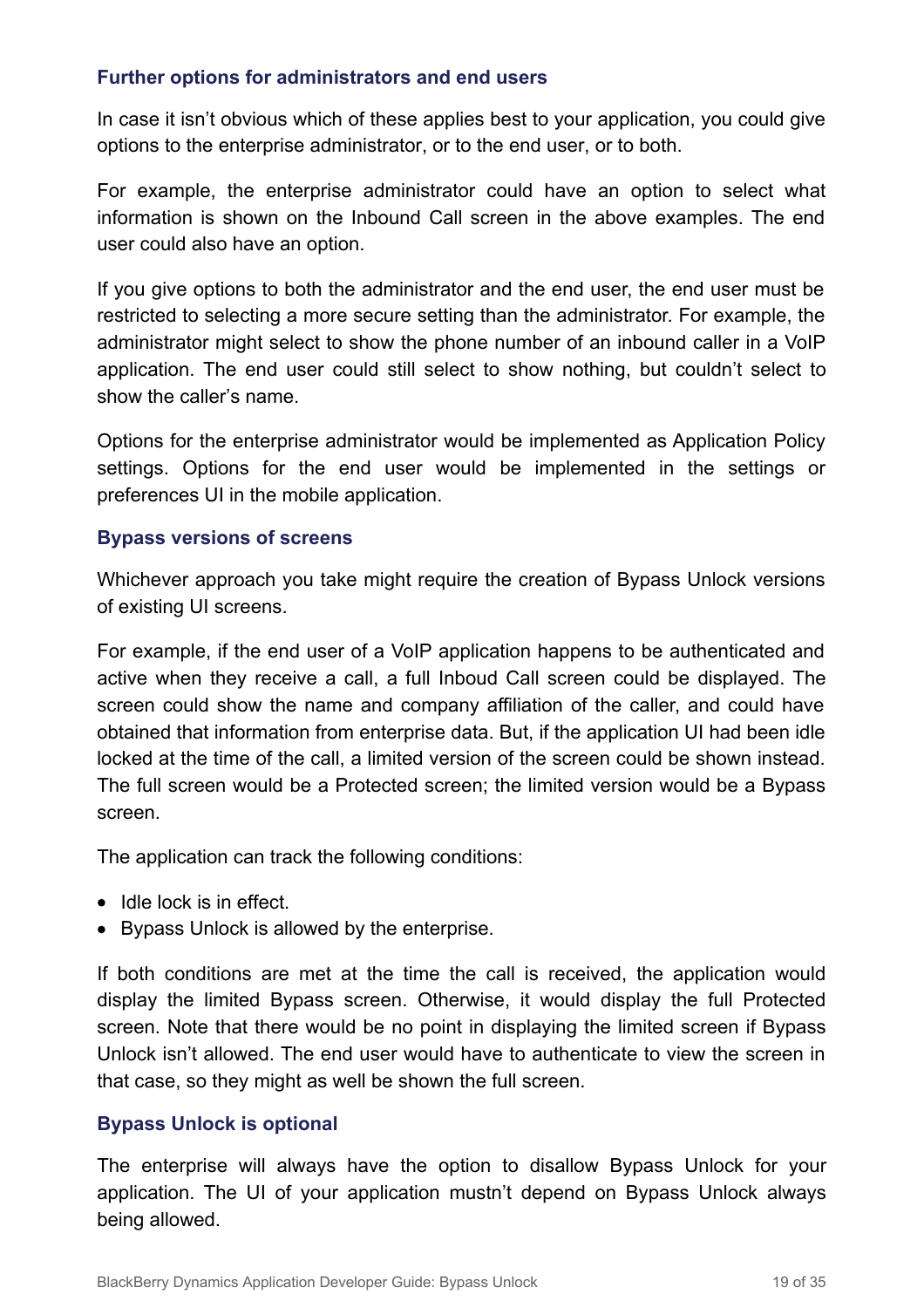### Further options for administrators and end users

In case it isn't obvious which of these applies best to your application, you could give options to the enterprise administrator, or to the end user, or to both.

For example, the enterprise administrator could have an option to select what information is shown on the Inbound Call screen in the above examples. The end user could also have an option.

If you give options to both the administrator and the end user, the end user must be restricted to selecting a more secure setting than the administrator. For example, the administrator might select to show the phone number of an inbound caller in a VoIP application. The end user could still select to show nothing, but couldn't select to show the caller's name.

Options for the enterprise administrator would be implemented as Application Policy settings. Options for the end user would be implemented in the settings or preferences UI in the mobile application.

### Bypass versions of screens

Whichever approach you take might require the creation of Bypass Unlock versions of existing UI screens.

For example, if the end user of a VoIP application happens to be authenticated and active when they receive a call, a full Inboud Call screen could be displayed. The screen could show the name and company affiliation of the caller, and could have obtained that information from enterprise data. But, if the application UI had been idle locked at the time of the call, a limited version of the screen could be shown instead. The full screen would be a Protected screen; the limited version would be a Bypass screen.

The application can track the following conditions:

- Idle lock is in effect.
- Bypass Unlock is allowed by the enterprise.

If both conditions are met at the time the call is received, the application would display the limited Bypass screen. Otherwise, it would display the full Protected screen. Note that there would be no point in displaying the limited screen if Bypass Unlock isn't allowed. The end user would have to authenticate to view the screen in that case, so they might as well be shown the full screen.

### Bypass Unlock is optional

The enterprise will always have the option to disallow Bypass Unlock for your application. The UI of your application mustn't depend on Bypass Unlock always being allowed.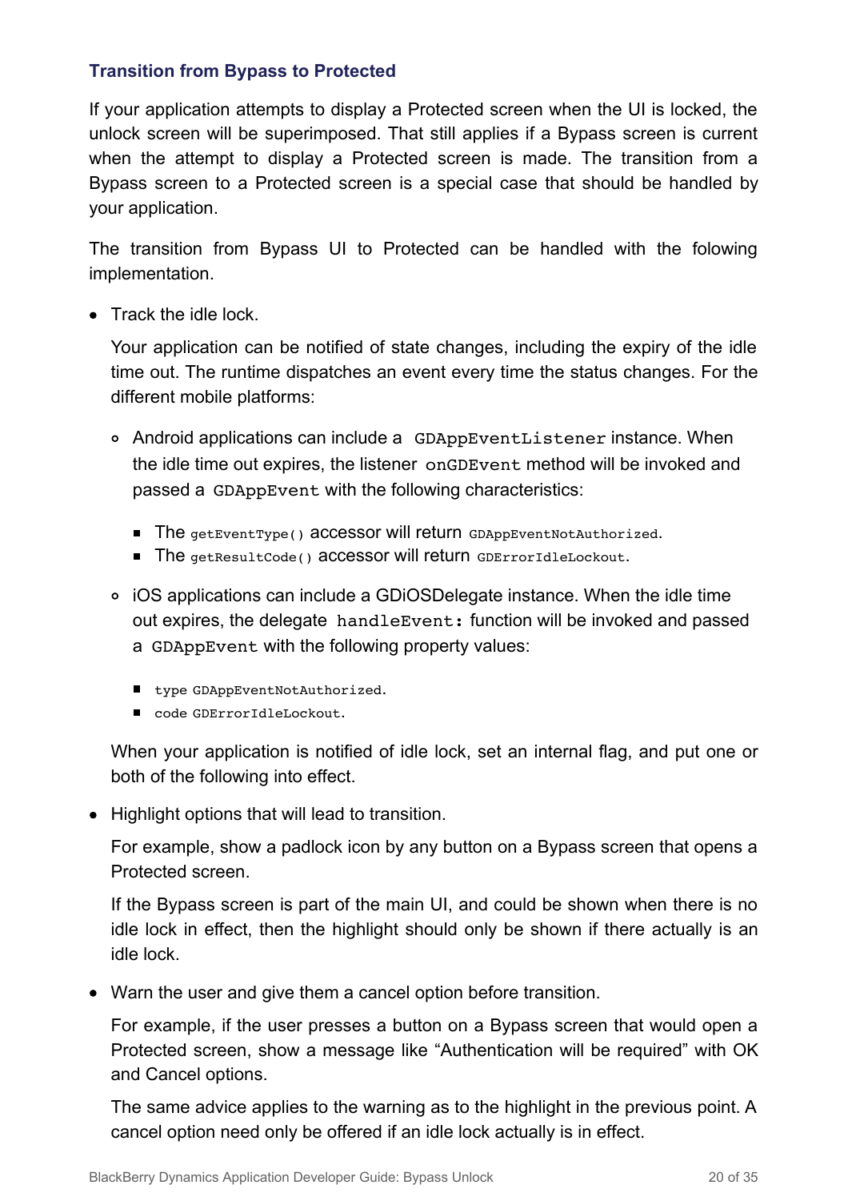### Transition from Bypass to Protected

If your application attempts to display a Protected screen when the UI is locked, the unlock screen will be superimposed. That still applies if a Bypass screen is current when the attempt to display a Protected screen is made. The transition from a Bypass screen to a Protected screen is a special case that should be handled by your application.

The transition from Bypass UI to Protected can be handled with the folowing implementation.

- Track the idle lock.

  Your application can be notified of state changes, including the expiry of the idle time out. The runtime dispatches an event every time the status changes. For the different mobile platforms:

  - Android applications can include a `GDAppEventListener` instance. When the idle time out expires, the listener `onGDEvent` method will be invoked and passed a `GDAppEvent` with the following characteristics:

    - The `getEventType()` accessor will return `GDAppEventNotAuthorized`.
    - The `getResultCode()` accessor will return `GDErrorIdleLockout`.

  - iOS applications can include a GDiOSDelegate instance. When the idle time out expires, the delegate `handleEvent:` function will be invoked and passed a `GDAppEvent` with the following property values:

    - `type GDAppEventNotAuthorized`.
    - `code GDErrorIdleLockout`.

  When your application is notified of idle lock, set an internal flag, and put one or both of the following into effect.

- Highlight options that will lead to transition.

  For example, show a padlock icon by any button on a Bypass screen that opens a Protected screen.

  If the Bypass screen is part of the main UI, and could be shown when there is no idle lock in effect, then the highlight should only be shown if there actually is an idle lock.

- Warn the user and give them a cancel option before transition.

  For example, if the user presses a button on a Bypass screen that would open a Protected screen, show a message like “Authentication will be required” with OK and Cancel options.

  The same advice applies to the warning as to the highlight in the previous point. A cancel option need only be offered if an idle lock actually is in effect.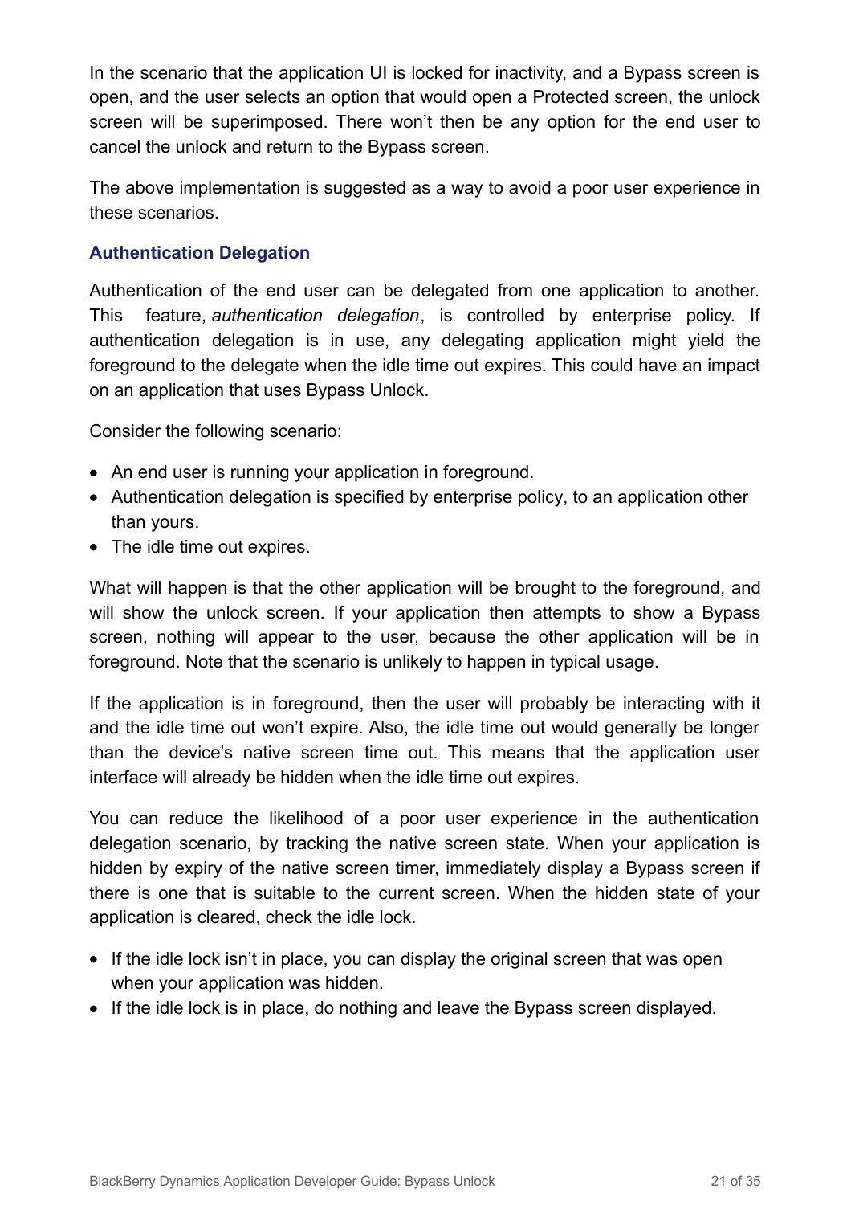In the scenario that the application UI is locked for inactivity, and a Bypass screen is open, and the user selects an option that would open a Protected screen, the unlock screen will be superimposed. There won't then be any option for the end user to cancel the unlock and return to the Bypass screen.

The above implementation is suggested as a way to avoid a poor user experience in these scenarios.

### Authentication Delegation

Authentication of the end user can be delegated from one application to another. This feature, *authentication delegation*, is controlled by enterprise policy. If authentication delegation is in use, any delegating application might yield the foreground to the delegate when the idle time out expires. This could have an impact on an application that uses Bypass Unlock.

Consider the following scenario:

- An end user is running your application in foreground.
- Authentication delegation is specified by enterprise policy, to an application other than yours.
- The idle time out expires.

What will happen is that the other application will be brought to the foreground, and will show the unlock screen. If your application then attempts to show a Bypass screen, nothing will appear to the user, because the other application will be in foreground. Note that the scenario is unlikely to happen in typical usage.

If the application is in foreground, then the user will probably be interacting with it and the idle time out won't expire. Also, the idle time out would generally be longer than the device's native screen time out. This means that the application user interface will already be hidden when the idle time out expires.

You can reduce the likelihood of a poor user experience in the authentication delegation scenario, by tracking the native screen state. When your application is hidden by expiry of the native screen timer, immediately display a Bypass screen if there is one that is suitable to the current screen. When the hidden state of your application is cleared, check the idle lock.

- If the idle lock isn't in place, you can display the original screen that was open when your application was hidden.
- If the idle lock is in place, do nothing and leave the Bypass screen displayed.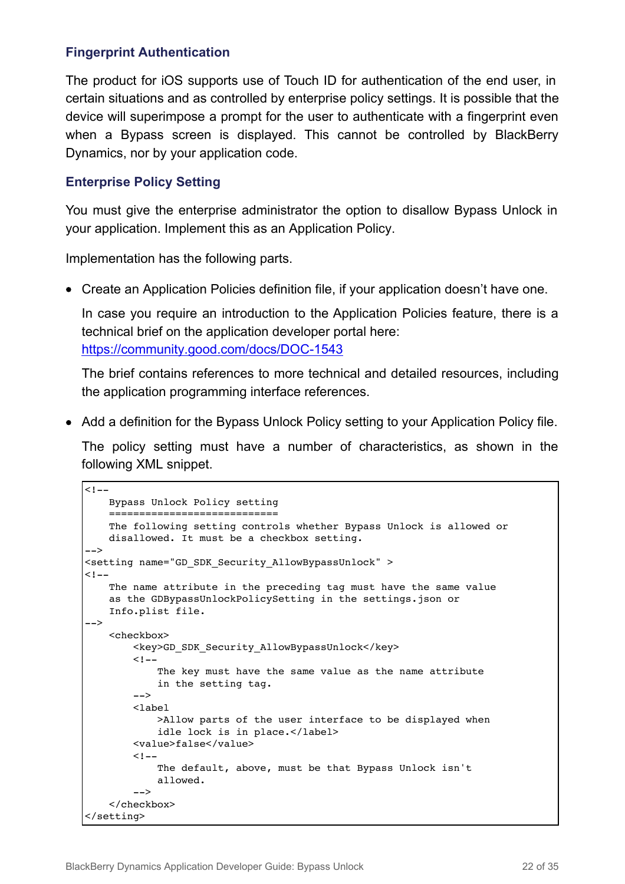### Fingerprint Authentication

The product for iOS supports use of Touch ID for authentication of the end user, in certain situations and as controlled by enterprise policy settings. It is possible that the device will superimpose a prompt for the user to authenticate with a fingerprint even when a Bypass screen is displayed. This cannot be controlled by BlackBerry Dynamics, nor by your application code.

### Enterprise Policy Setting

You must give the enterprise administrator the option to disallow Bypass Unlock in your application. Implement this as an Application Policy.

Implementation has the following parts.

- Create an Application Policies definition file, if your application doesn't have one.

  In case you require an introduction to the Application Policies feature, there is a technical brief on the application developer portal here: [https://community.good.com/docs/DOC-1543](https://community.good.com/docs/DOC-1543)

  The brief contains references to more technical and detailed resources, including the application programming interface references.

- Add a definition for the Bypass Unlock Policy setting to your Application Policy file.

  The policy setting must have a number of characteristics, as shown in the following XML snippet.

```
<!--
    Bypass Unlock Policy setting
    ============================
    The following setting controls whether Bypass Unlock is allowed or
    disallowed. It must be a checkbox setting.
-->
<setting name="GD_SDK_Security_AllowBypassUnlock" >
<!--
    The name attribute in the preceding tag must have the same value
    as the GDBypassUnlockPolicySetting in the settings.json or
    Info.plist file.
-->
    <checkbox>
        <key>GD_SDK_Security_AllowBypassUnlock</key>
        <!--
            The key must have the same value as the name attribute
            in the setting tag.
        -->
        <label
            >Allow parts of the user interface to be displayed when
            idle lock is in place.</label>
        <value>false</value>
        <!--
            The default, above, must be that Bypass Unlock isn't
            allowed.
        -->
    </checkbox>
</setting>
```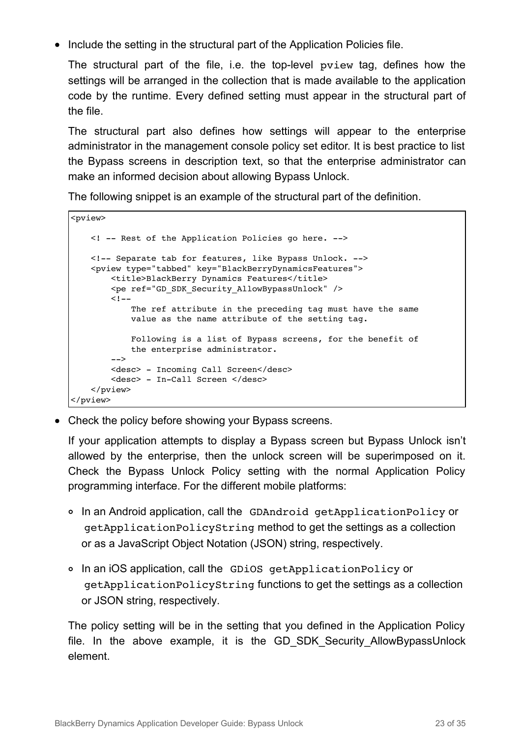- Include the setting in the structural part of the Application Policies file.

  The structural part of the file, i.e. the top-level `pview` tag, defines how the settings will be arranged in the collection that is made available to the application code by the runtime. Every defined setting must appear in the structural part of the file.

  The structural part also defines how settings will appear to the enterprise administrator in the management console policy set editor. It is best practice to list the Bypass screens in description text, so that the enterprise administrator can make an informed decision about allowing Bypass Unlock.

  The following snippet is an example of the structural part of the definition.

```
<pview>

    <! -- Rest of the Application Policies go here. -->

    <!-- Separate tab for features, like Bypass Unlock. -->
    <pview type="tabbed" key="BlackBerryDynamicsFeatures">
        <title>BlackBerry Dynamics Features</title>
        <pe ref="GD_SDK_Security_AllowBypassUnlock" />
        <!--
            The ref attribute in the preceding tag must have the same
            value as the name attribute of the setting tag.

            Following is a list of Bypass screens, for the benefit of
            the enterprise administrator.
        -->
        <desc> - Incoming Call Screen</desc>
        <desc> - In-Call Screen </desc>
    </pview>
</pview>
```

- Check the policy before showing your Bypass screens.

  If your application attempts to display a Bypass screen but Bypass Unlock isn't allowed by the enterprise, then the unlock screen will be superimposed on it. Check the Bypass Unlock Policy setting with the normal Application Policy programming interface. For the different mobile platforms:

  - In an Android application, call the `GDAndroid getApplicationPolicy` or `getApplicationPolicyString` method to get the settings as a collection or as a JavaScript Object Notation (JSON) string, respectively.
  - In an iOS application, call the `GDiOS getApplicationPolicy` or `getApplicationPolicyString` functions to get the settings as a collection or JSON string, respectively.

  The policy setting will be in the setting that you defined in the Application Policy file. In the above example, it is the GD_SDK_Security_AllowBypassUnlock element.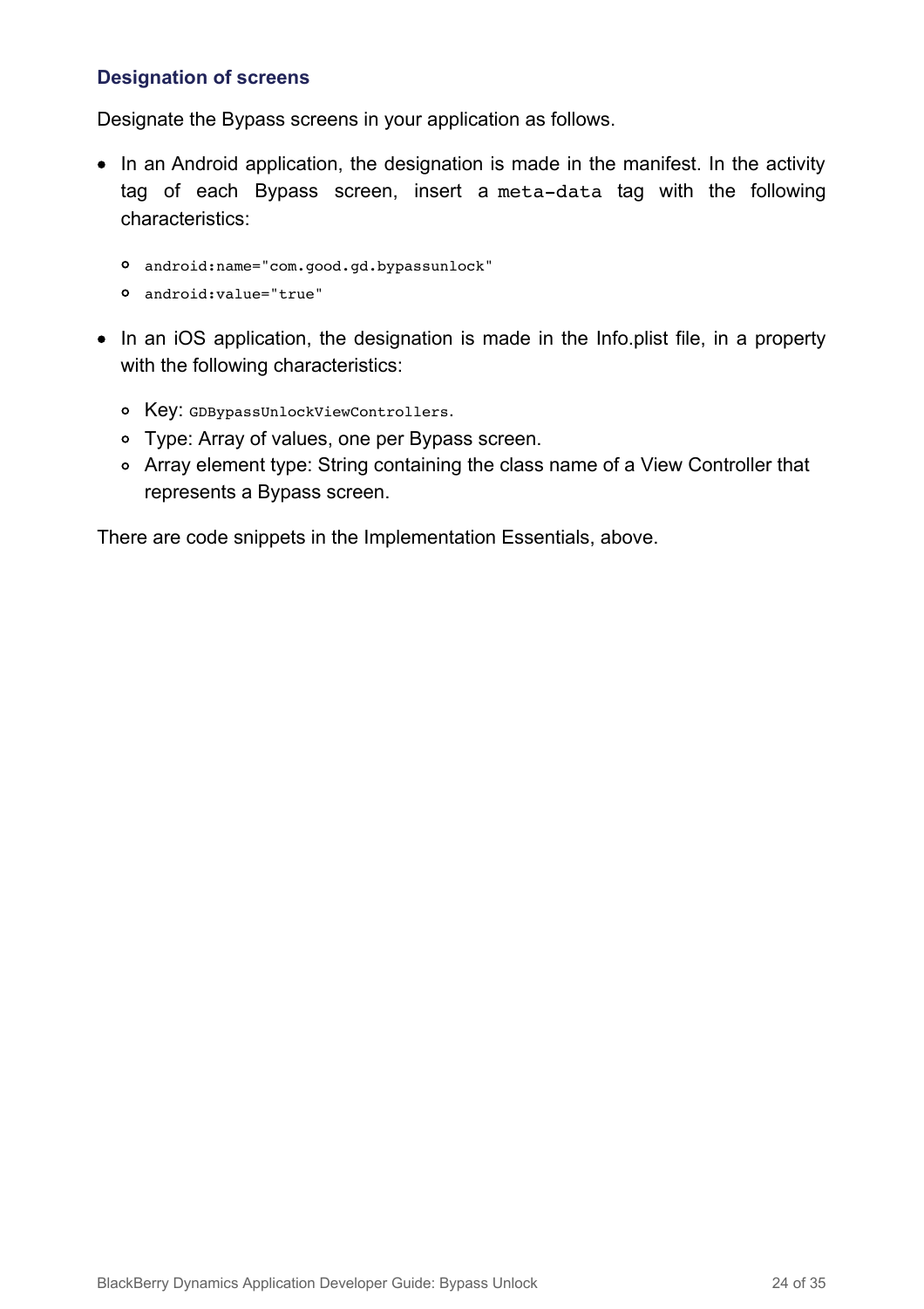### Designation of screens

Designate the Bypass screens in your application as follows.

- In an Android application, the designation is made in the manifest. In the activity tag of each Bypass screen, insert a `meta-data` tag with the following characteristics:
    - `android:name="com.good.gd.bypassunlock"`
    - `android:value="true"`
- In an iOS application, the designation is made in the Info.plist file, in a property with the following characteristics:
    - Key: `GDBypassUnlockViewControllers`.
    - Type: Array of values, one per Bypass screen.
    - Array element type: String containing the class name of a View Controller that represents a Bypass screen.

There are code snippets in the Implementation Essentials, above.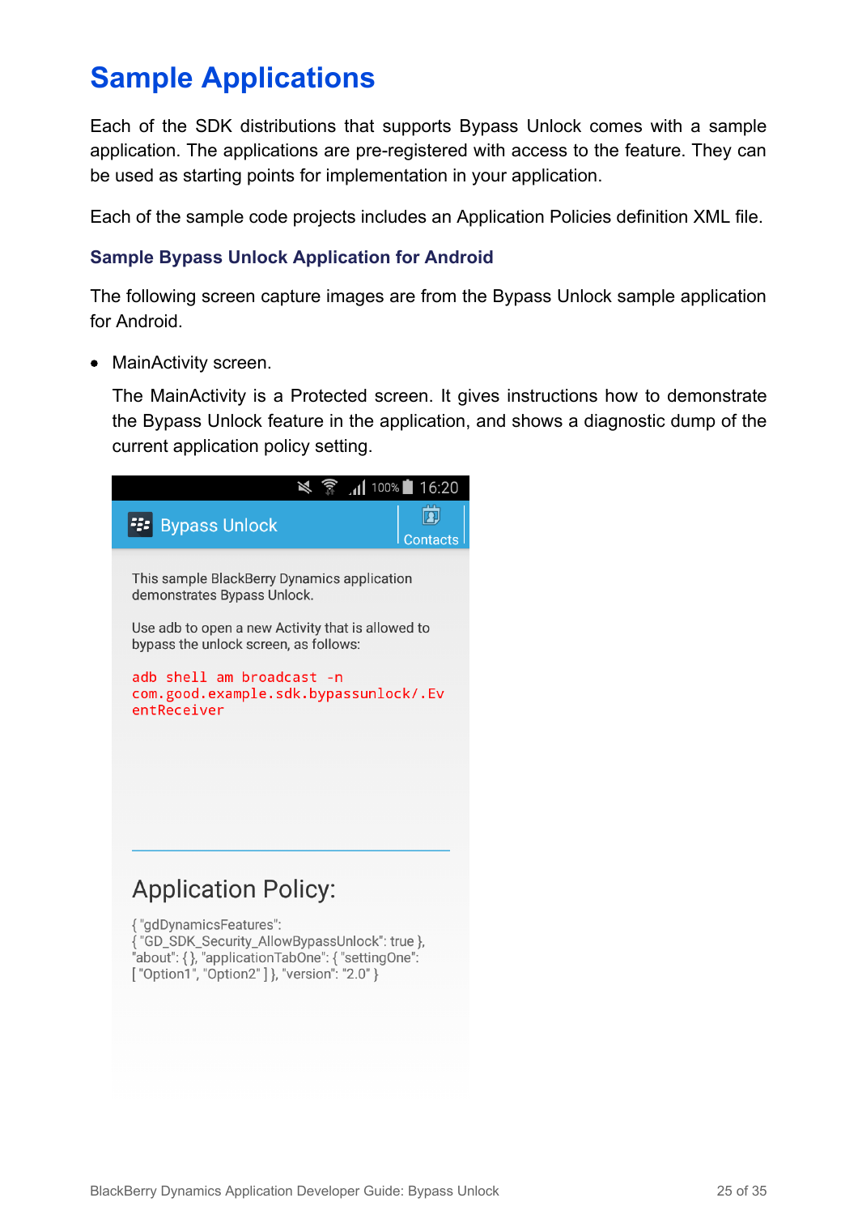# Sample Applications

Each of the SDK distributions that supports Bypass Unlock comes with a sample application. The applications are pre-registered with access to the feature. They can be used as starting points for implementation in your application.

Each of the sample code projects includes an Application Policies definition XML file.

### Sample Bypass Unlock Application for Android

The following screen capture images are from the Bypass Unlock sample application for Android.

- MainActivity screen.

  The MainActivity is a Protected screen. It gives instructions how to demonstrate the Bypass Unlock feature in the application, and shows a diagnostic dump of the current application policy setting.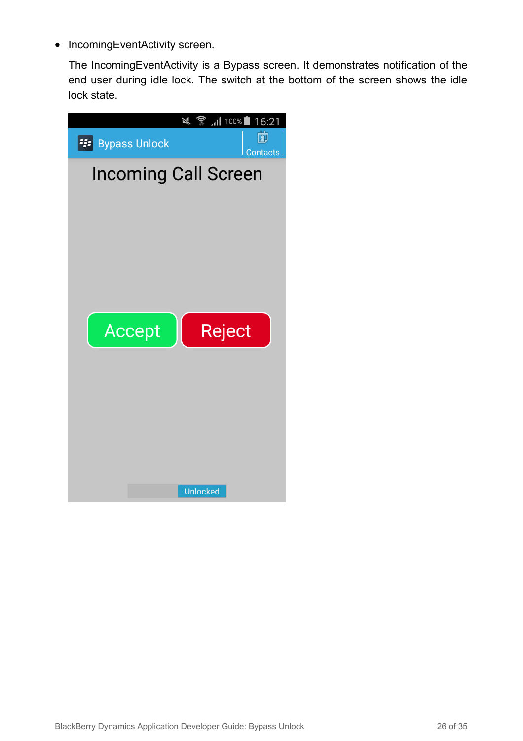- IncomingEventActivity screen.

  The IncomingEventActivity is a Bypass screen. It demonstrates notification of the end user during idle lock. The switch at the bottom of the screen shows the idle lock state.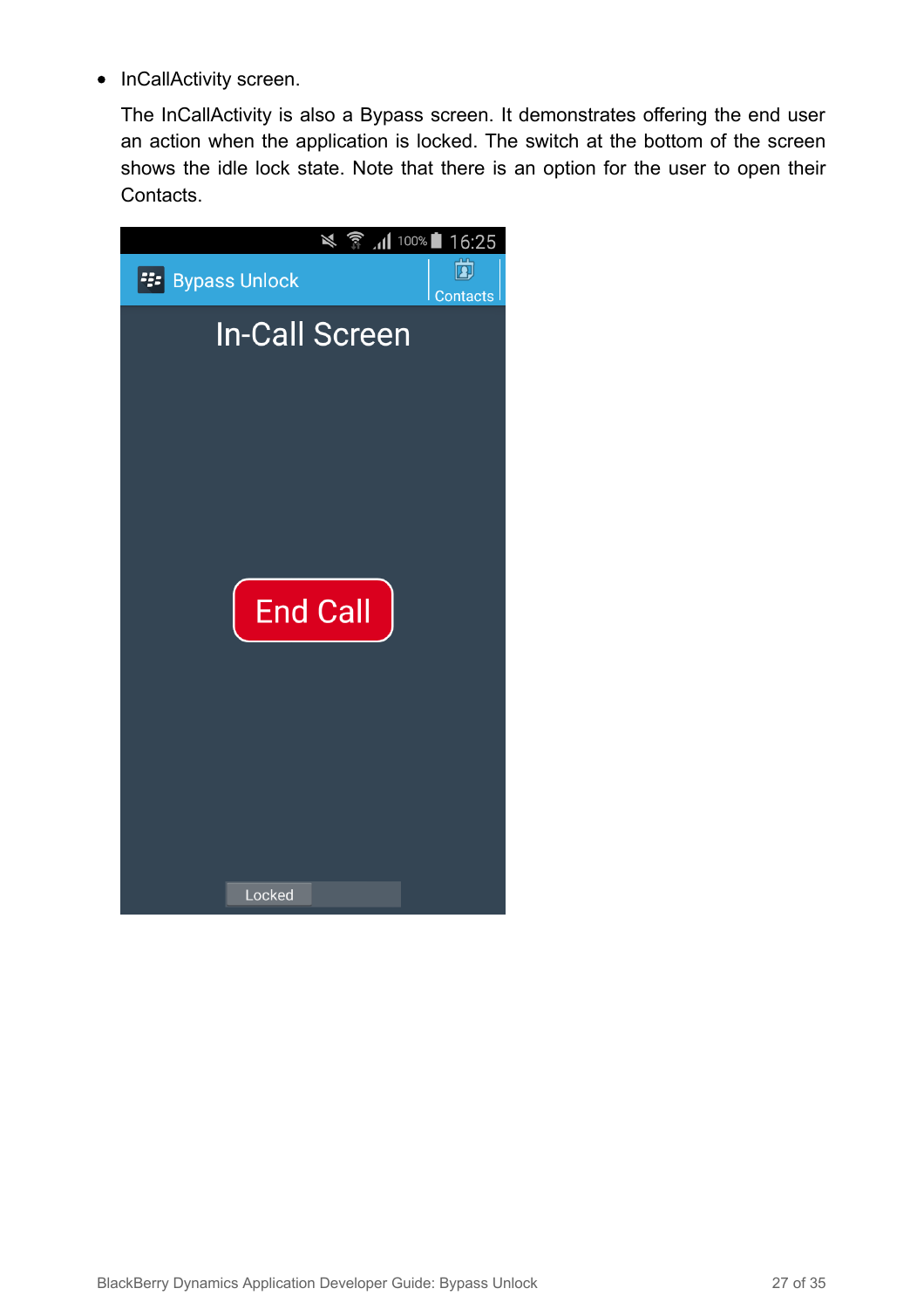- InCallActivity screen.

  The InCallActivity is also a Bypass screen. It demonstrates offering the end user an action when the application is locked. The switch at the bottom of the screen shows the idle lock state. Note that there is an option for the user to open their Contacts.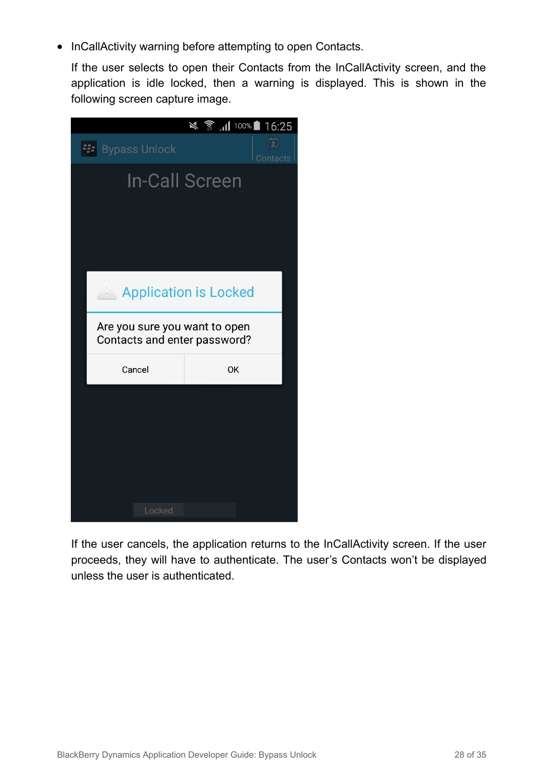- InCallActivity warning before attempting to open Contacts.

  If the user selects to open their Contacts from the InCallActivity screen, and the application is idle locked, then a warning is displayed. This is shown in the following screen capture image.

  If the user cancels, the application returns to the InCallActivity screen. If the user proceeds, they will have to authenticate. The user's Contacts won't be displayed unless the user is authenticated.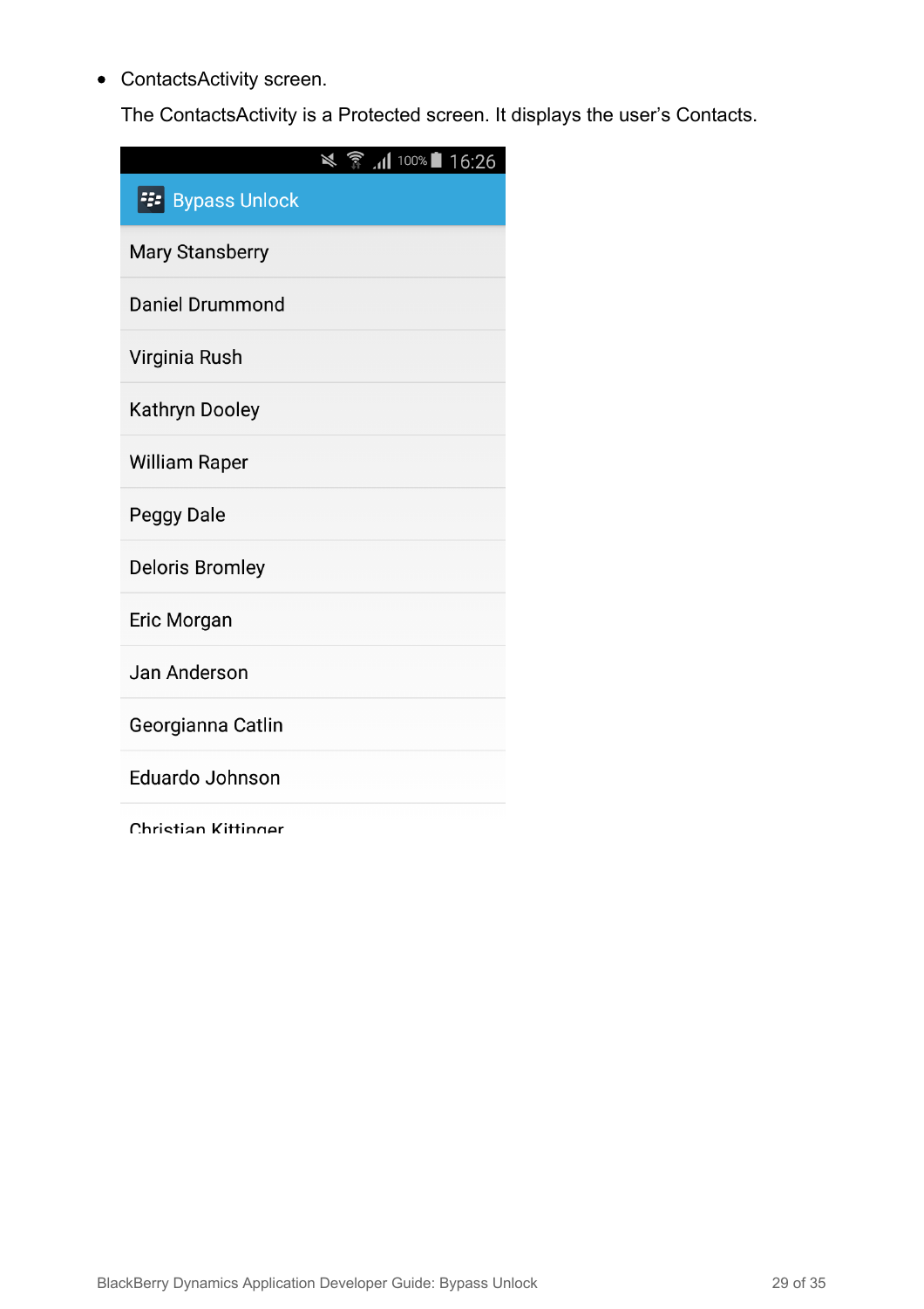- ContactsActivity screen.

  The ContactsActivity is a Protected screen. It displays the user's Contacts.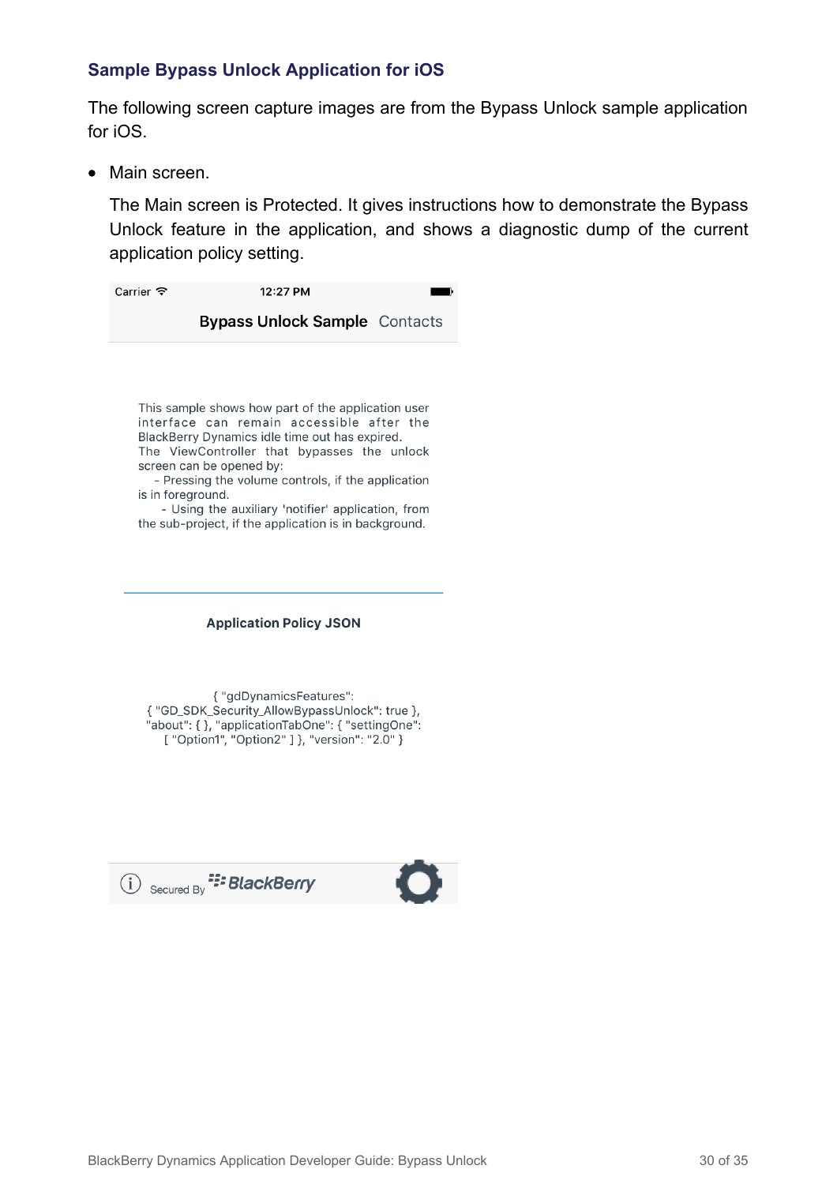### Sample Bypass Unlock Application for iOS

The following screen capture images are from the Bypass Unlock sample application for iOS.

- Main screen.

  The Main screen is Protected. It gives instructions how to demonstrate the Bypass Unlock feature in the application, and shows a diagnostic dump of the current application policy setting.

Carrier 12:27 PM

Bypass Unlock Sample Contacts

This sample shows how part of the application user interface can remain accessible after the BlackBerry Dynamics idle time out has expired.
The ViewController that bypasses the unlock screen can be opened by:
- Pressing the volume controls, if the application is in foreground.
- Using the auxiliary 'notifier' application, from the sub-project, if the application is in background.

**Application Policy JSON**

{ "gdDynamicsFeatures":
{ "GD_SDK_Security_AllowBypassUnlock": true },
"about": { }, "applicationTabOne": { "settingOne":
[ "Option1", "Option2" ] }, "version": "2.0" }

Secured By BlackBerry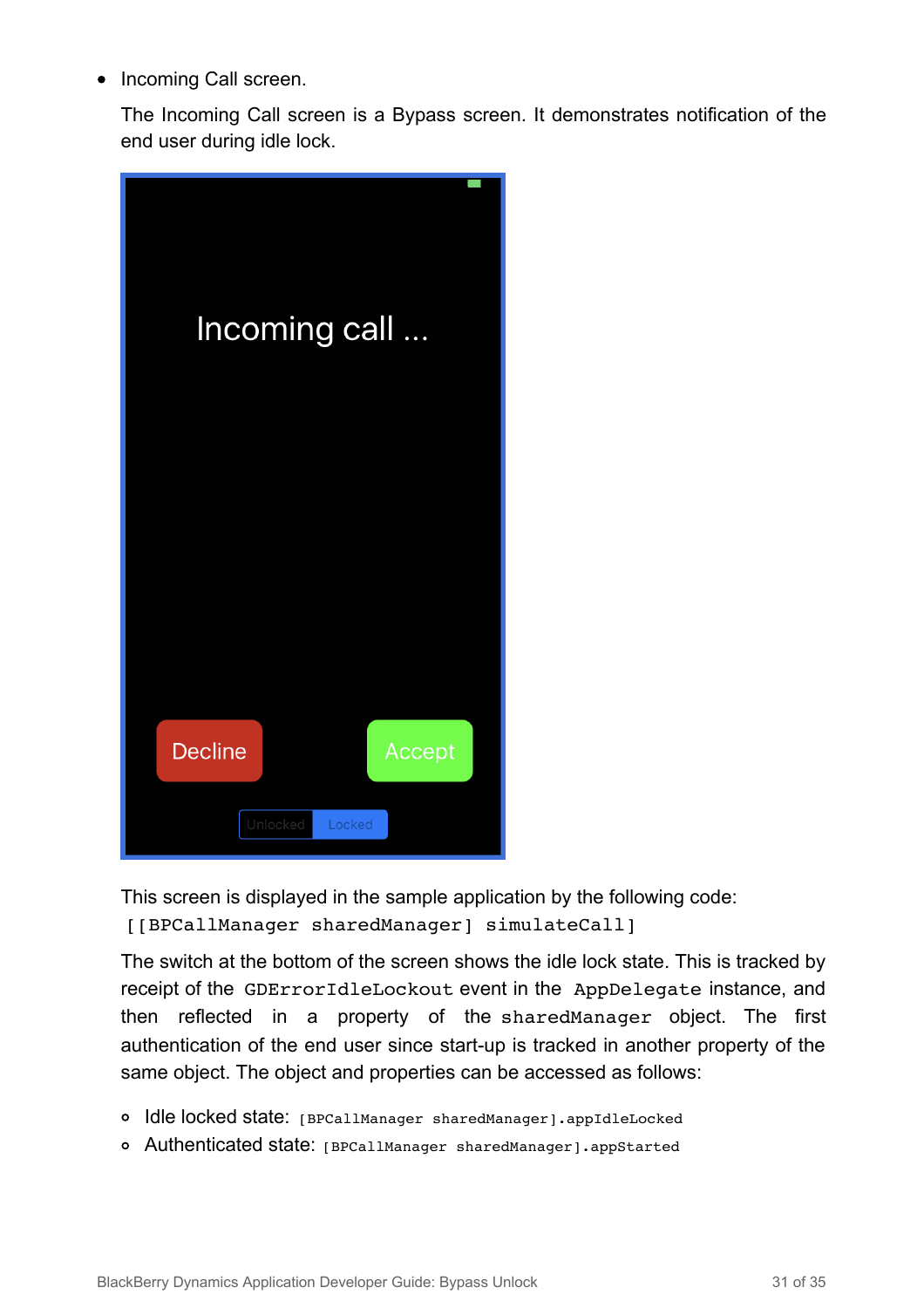- Incoming Call screen.

  The Incoming Call screen is a Bypass screen. It demonstrates notification of the end user during idle lock.

  This screen is displayed in the sample application by the following code:
  `[[BPCallManager sharedManager] simulateCall]`

  The switch at the bottom of the screen shows the idle lock state. This is tracked by receipt of the `GDErrorIdleLockout` event in the `AppDelegate` instance, and then reflected in a property of the `sharedManager` object. The first authentication of the end user since start-up is tracked in another property of the same object. The object and properties can be accessed as follows:

  - Idle locked state: `[BPCallManager sharedManager].appIdleLocked`
  - Authenticated state: `[BPCallManager sharedManager].appStarted`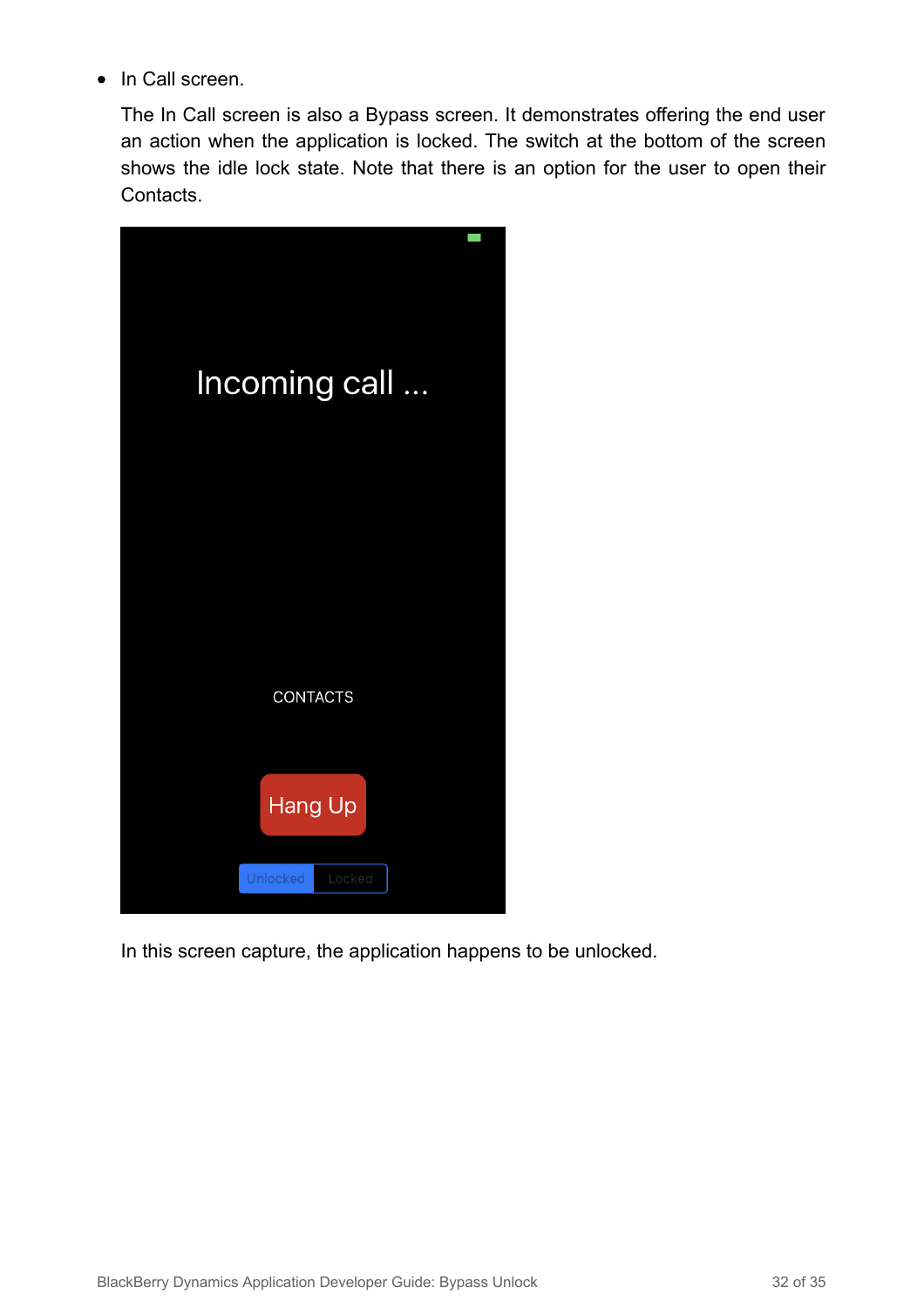- In Call screen.

  The In Call screen is also a Bypass screen. It demonstrates offering the end user an action when the application is locked. The switch at the bottom of the screen shows the idle lock state. Note that there is an option for the user to open their Contacts.

  In this screen capture, the application happens to be unlocked.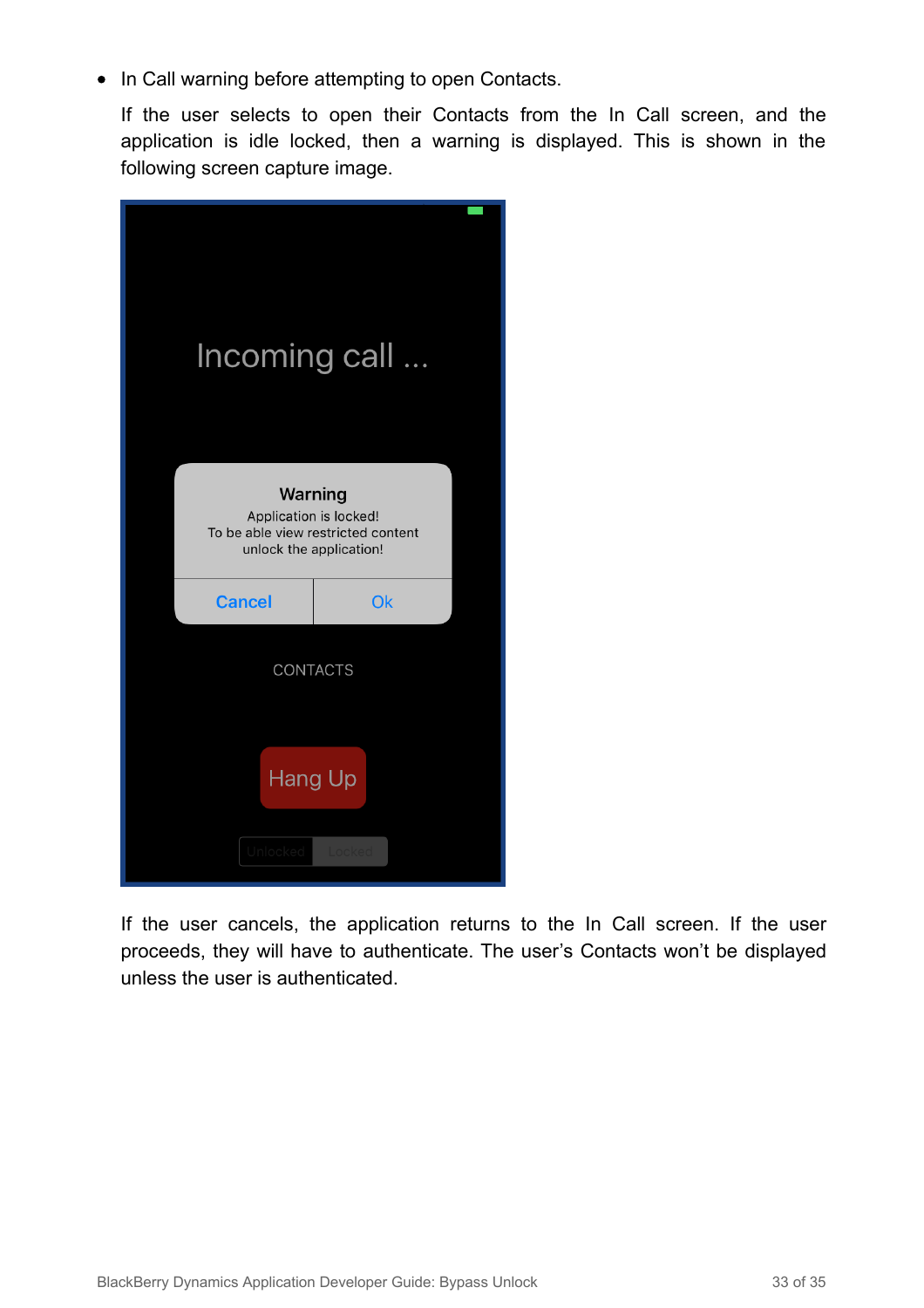- In Call warning before attempting to open Contacts.

  If the user selects to open their Contacts from the In Call screen, and the application is idle locked, then a warning is displayed. This is shown in the following screen capture image.

  If the user cancels, the application returns to the In Call screen. If the user proceeds, they will have to authenticate. The user's Contacts won't be displayed unless the user is authenticated.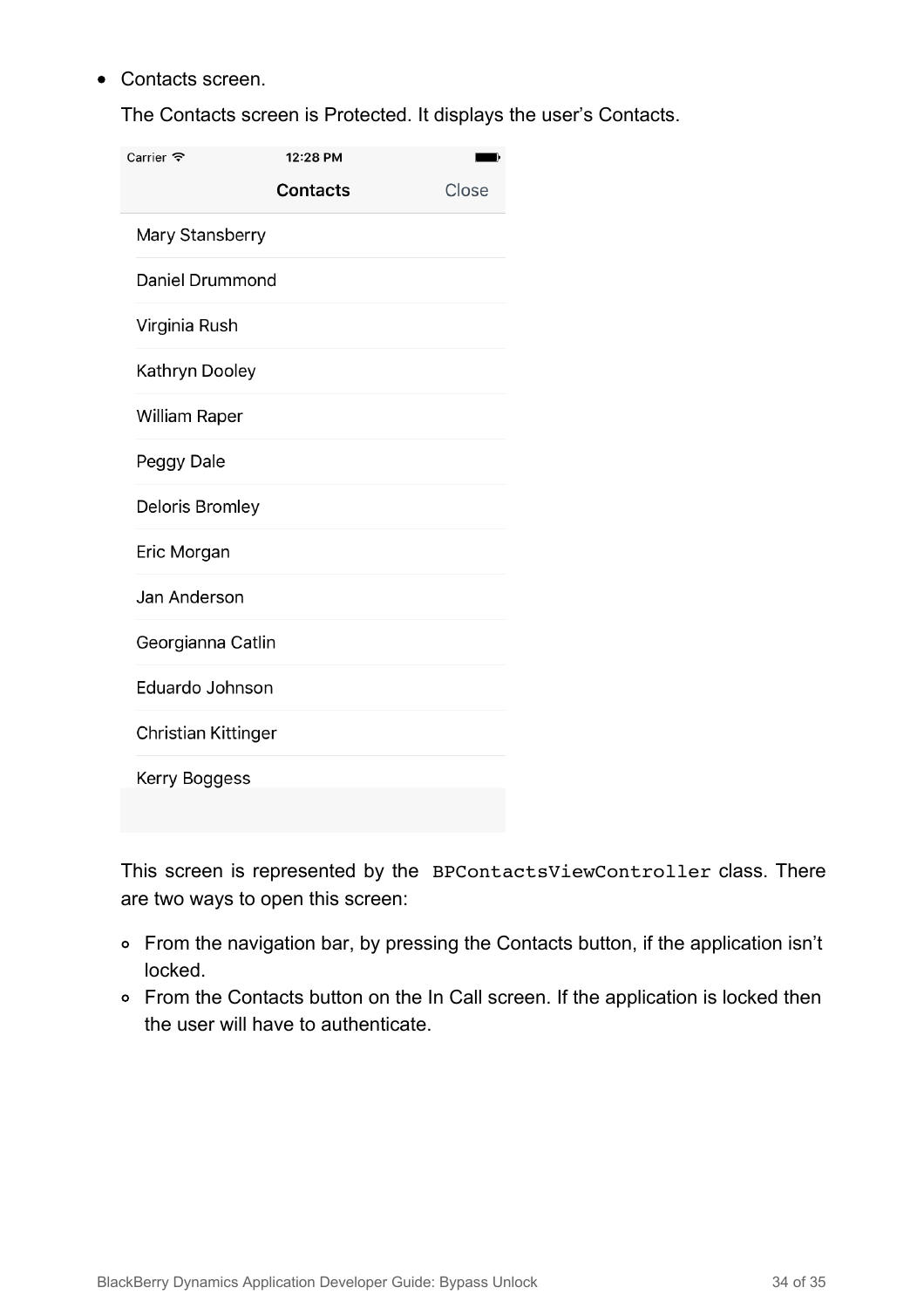- Contacts screen.

  The Contacts screen is Protected. It displays the user's Contacts.

  This screen is represented by the `BPContactsViewController` class. There are two ways to open this screen:

  - From the navigation bar, by pressing the Contacts button, if the application isn't locked.
  - From the Contacts button on the In Call screen. If the application is locked then the user will have to authenticate.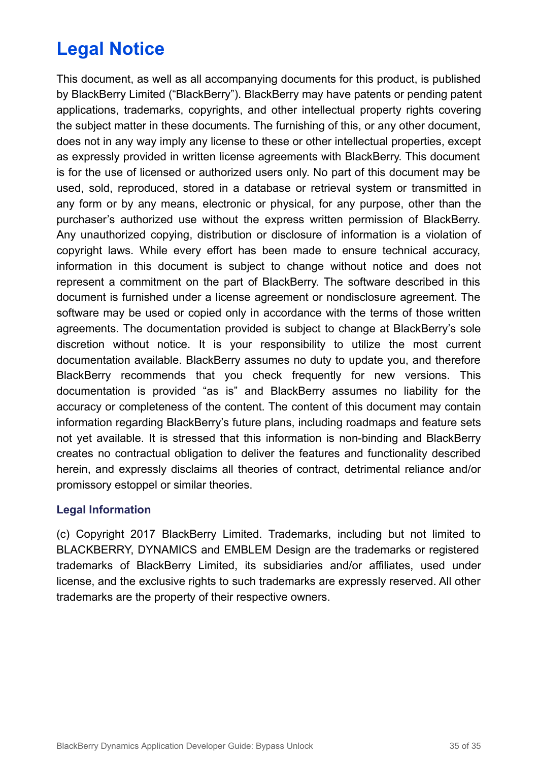# Legal Notice

This document, as well as all accompanying documents for this product, is published by BlackBerry Limited ("BlackBerry"). BlackBerry may have patents or pending patent applications, trademarks, copyrights, and other intellectual property rights covering the subject matter in these documents. The furnishing of this, or any other document, does not in any way imply any license to these or other intellectual properties, except as expressly provided in written license agreements with BlackBerry. This document is for the use of licensed or authorized users only. No part of this document may be used, sold, reproduced, stored in a database or retrieval system or transmitted in any form or by any means, electronic or physical, for any purpose, other than the purchaser's authorized use without the express written permission of BlackBerry. Any unauthorized copying, distribution or disclosure of information is a violation of copyright laws. While every effort has been made to ensure technical accuracy, information in this document is subject to change without notice and does not represent a commitment on the part of BlackBerry. The software described in this document is furnished under a license agreement or nondisclosure agreement. The software may be used or copied only in accordance with the terms of those written agreements. The documentation provided is subject to change at BlackBerry's sole discretion without notice. It is your responsibility to utilize the most current documentation available. BlackBerry assumes no duty to update you, and therefore BlackBerry recommends that you check frequently for new versions. This documentation is provided "as is" and BlackBerry assumes no liability for the accuracy or completeness of the content. The content of this document may contain information regarding BlackBerry's future plans, including roadmaps and feature sets not yet available. It is stressed that this information is non-binding and BlackBerry creates no contractual obligation to deliver the features and functionality described herein, and expressly disclaims all theories of contract, detrimental reliance and/or promissory estoppel or similar theories.

### Legal Information

(c) Copyright 2017 BlackBerry Limited. Trademarks, including but not limited to BLACKBERRY, DYNAMICS and EMBLEM Design are the trademarks or registered trademarks of BlackBerry Limited, its subsidiaries and/or affiliates, used under license, and the exclusive rights to such trademarks are expressly reserved. All other trademarks are the property of their respective owners.